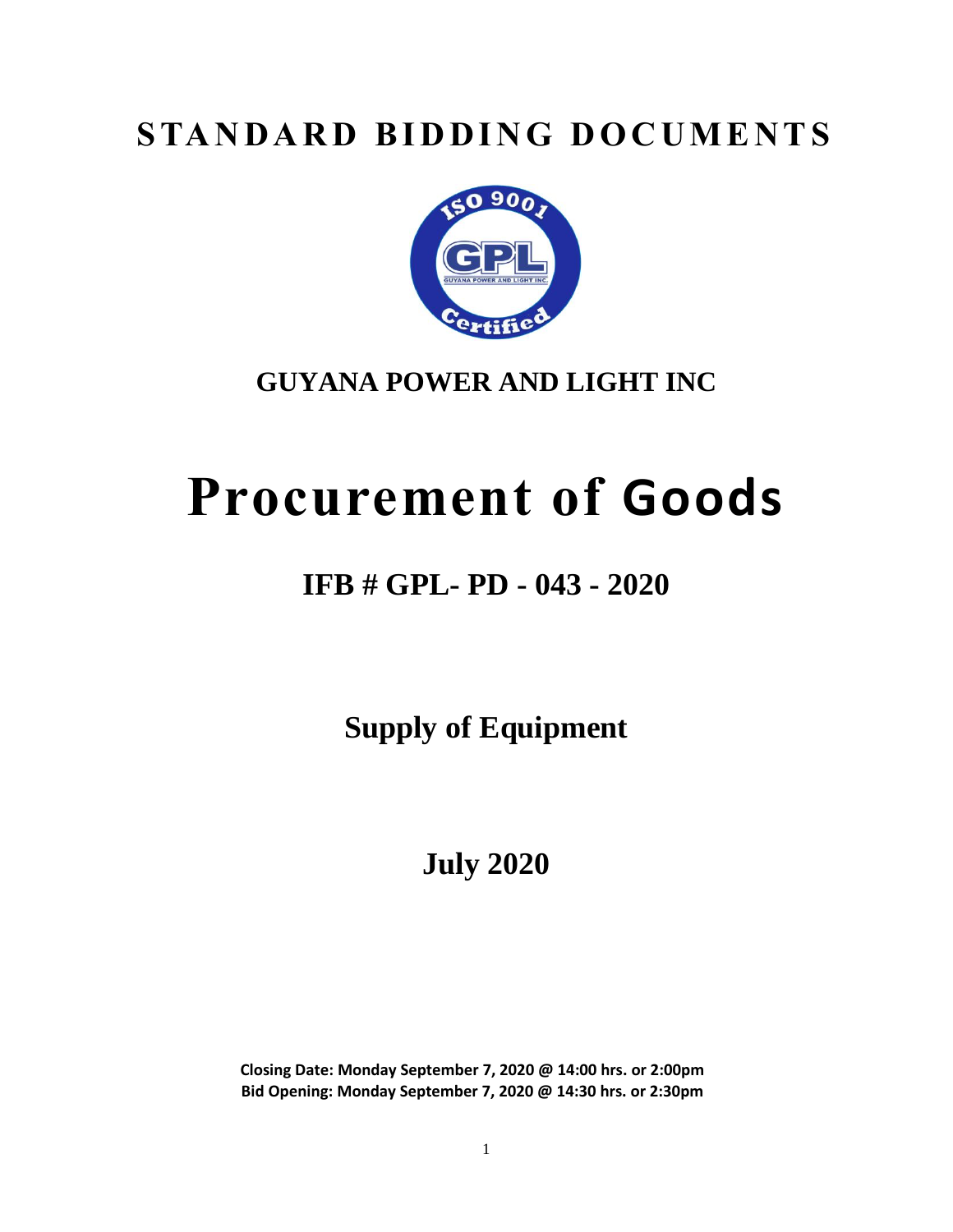# STANDARD BIDDING DOCUMENTS

## GUYANA POWER AND LIGHT INC

# Procurement of Goods

## IFB # GPL- PD - 043 - 2020

## Supply of Equipment

## July 2020

**Closing Date: Monday September 7, 2020 @ 14:00 hrs. or 2:00pm**
**Bid Opening: Monday September 7, 2020 @ 14:30 hrs. or 2:30pm**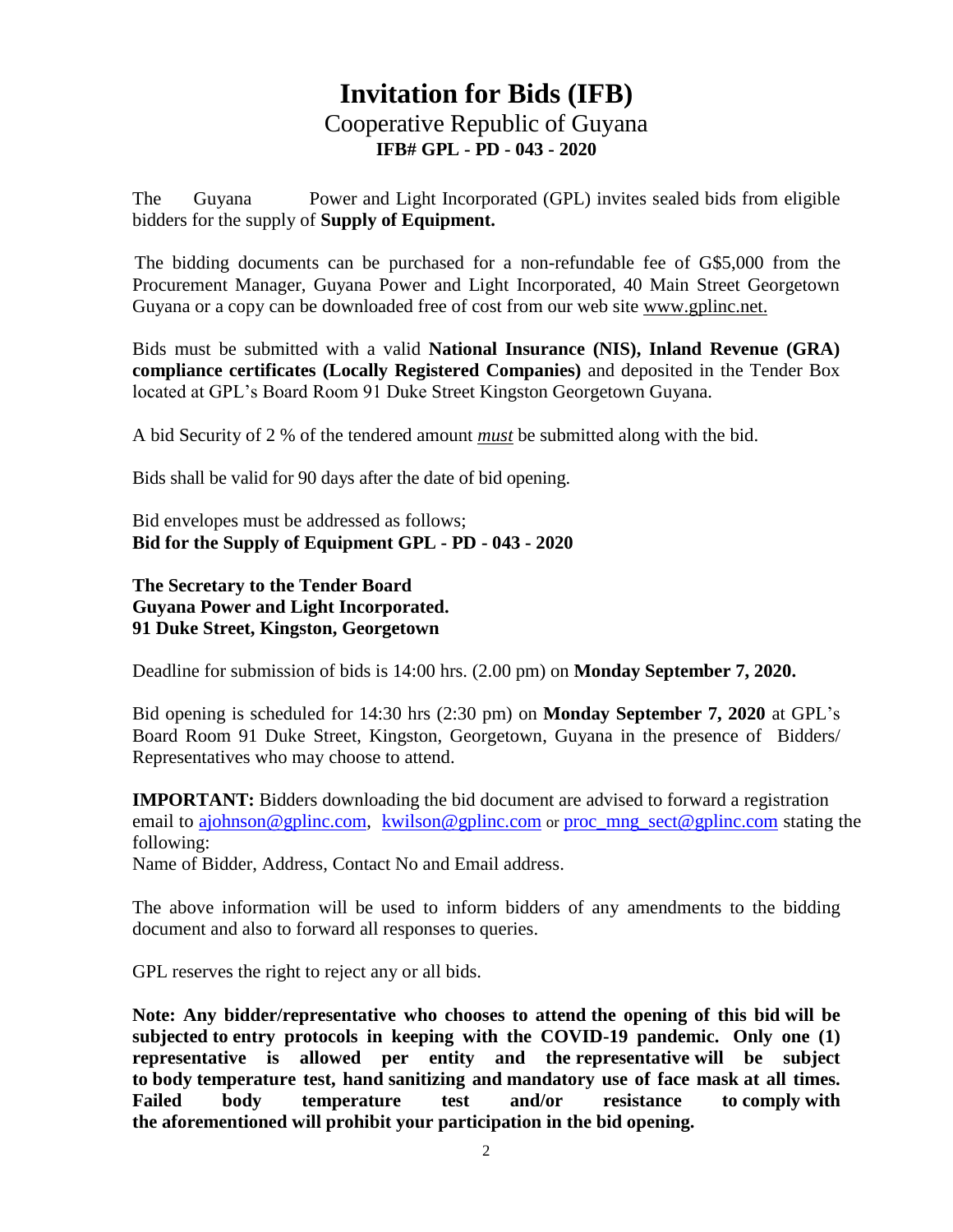# Invitation for Bids (IFB)

## Cooperative Republic of Guyana

**IFB# GPL - PD - 043 - 2020**

The Guyana Power and Light Incorporated (GPL) invites sealed bids from eligible bidders for the supply of **Supply of Equipment.**

The bidding documents can be purchased for a non-refundable fee of G$5,000 from the Procurement Manager, Guyana Power and Light Incorporated, 40 Main Street Georgetown Guyana or a copy can be downloaded free of cost from our web site www.gplinc.net.

Bids must be submitted with a valid **National Insurance (NIS), Inland Revenue (GRA) compliance certificates (Locally Registered Companies)** and deposited in the Tender Box located at GPL's Board Room 91 Duke Street Kingston Georgetown Guyana.

A bid Security of 2 % of the tendered amount ***must*** be submitted along with the bid.

Bids shall be valid for 90 days after the date of bid opening.

Bid envelopes must be addressed as follows;
**Bid for the Supply of Equipment GPL - PD - 043 - 2020**

**The Secretary to the Tender Board**
**Guyana Power and Light Incorporated.**
**91 Duke Street, Kingston, Georgetown**

Deadline for submission of bids is 14:00 hrs. (2.00 pm) on **Monday September 7, 2020.**

Bid opening is scheduled for 14:30 hrs (2:30 pm) on **Monday September 7, 2020** at GPL's Board Room 91 Duke Street, Kingston, Georgetown, Guyana in the presence of Bidders/ Representatives who may choose to attend.

**IMPORTANT:** Bidders downloading the bid document are advised to forward a registration email to ajohnson@gplinc.com, kwilson@gplinc.com or proc_mng_sect@gplinc.com stating the following:
Name of Bidder, Address, Contact No and Email address.

The above information will be used to inform bidders of any amendments to the bidding document and also to forward all responses to queries.

GPL reserves the right to reject any or all bids.

**Note: Any bidder/representative who chooses to attend the opening of this bid will be subjected to entry protocols in keeping with the COVID-19 pandemic. Only one (1) representative is allowed per entity and the representative will be subject to body temperature test, hand sanitizing and mandatory use of face mask at all times. Failed body temperature test and/or resistance to comply with the aforementioned will prohibit your participation in the bid opening.**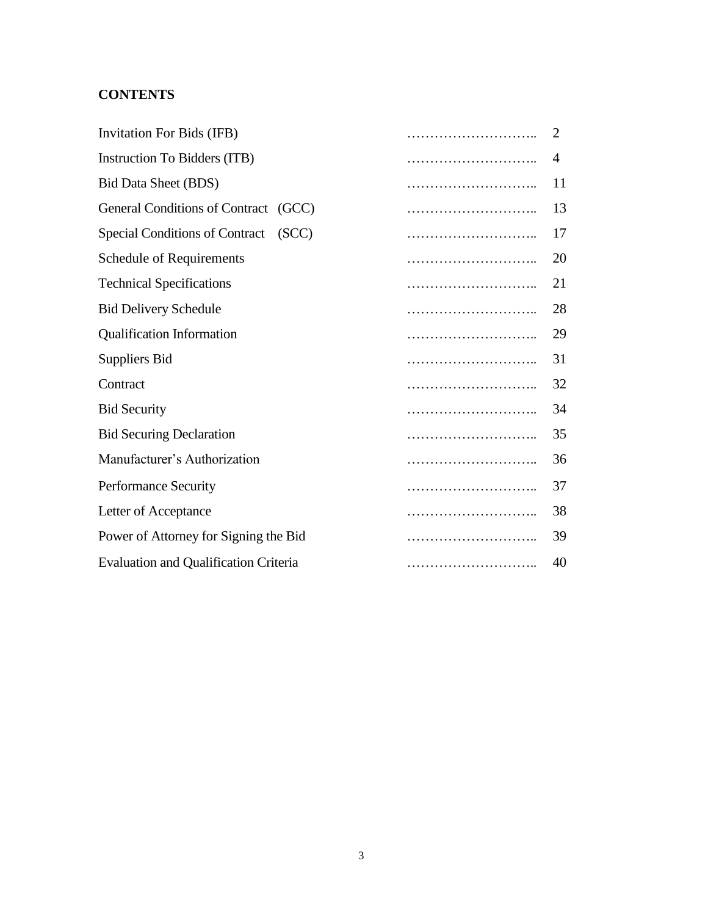**CONTENTS**

| | |
|---|---|
| Invitation For Bids (IFB) | 2 |
| Instruction To Bidders (ITB) | 4 |
| Bid Data Sheet (BDS) | 11 |
| General Conditions of Contract (GCC) | 13 |
| Special Conditions of Contract (SCC) | 17 |
| Schedule of Requirements | 20 |
| Technical Specifications | 21 |
| Bid Delivery Schedule | 28 |
| Qualification Information | 29 |
| Suppliers Bid | 31 |
| Contract | 32 |
| Bid Security | 34 |
| Bid Securing Declaration | 35 |
| Manufacturer's Authorization | 36 |
| Performance Security | 37 |
| Letter of Acceptance | 38 |
| Power of Attorney for Signing the Bid | 39 |
| Evaluation and Qualification Criteria | 40 |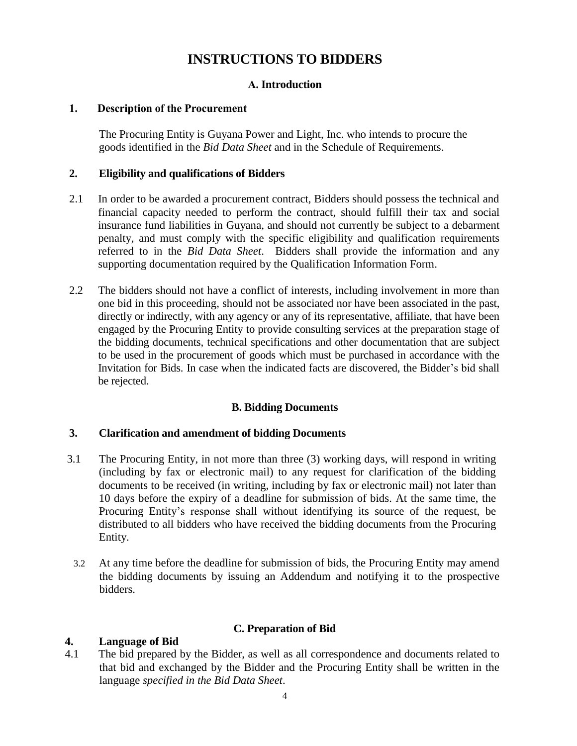# INSTRUCTIONS TO BIDDERS

## A. Introduction

### 1. Description of the Procurement

The Procuring Entity is Guyana Power and Light, Inc. who intends to procure the goods identified in the *Bid Data Sheet* and in the Schedule of Requirements.

### 2. Eligibility and qualifications of Bidders

2.1 In order to be awarded a procurement contract, Bidders should possess the technical and financial capacity needed to perform the contract, should fulfill their tax and social insurance fund liabilities in Guyana, and should not currently be subject to a debarment penalty, and must comply with the specific eligibility and qualification requirements referred to in the *Bid Data Sheet*. Bidders shall provide the information and any supporting documentation required by the Qualification Information Form.

2.2 The bidders should not have a conflict of interests, including involvement in more than one bid in this proceeding, should not be associated nor have been associated in the past, directly or indirectly, with any agency or any of its representative, affiliate, that have been engaged by the Procuring Entity to provide consulting services at the preparation stage of the bidding documents, technical specifications and other documentation that are subject to be used in the procurement of goods which must be purchased in accordance with the Invitation for Bids. In case when the indicated facts are discovered, the Bidder's bid shall be rejected.

## B. Bidding Documents

### 3. Clarification and amendment of bidding Documents

3.1 The Procuring Entity, in not more than three (3) working days, will respond in writing (including by fax or electronic mail) to any request for clarification of the bidding documents to be received (in writing, including by fax or electronic mail) not later than 10 days before the expiry of a deadline for submission of bids. At the same time, the Procuring Entity's response shall without identifying its source of the request, be distributed to all bidders who have received the bidding documents from the Procuring Entity.

3.2 At any time before the deadline for submission of bids, the Procuring Entity may amend the bidding documents by issuing an Addendum and notifying it to the prospective bidders.

## C. Preparation of Bid

### 4. Language of Bid

4.1 The bid prepared by the Bidder, as well as all correspondence and documents related to that bid and exchanged by the Bidder and the Procuring Entity shall be written in the language *specified in the Bid Data Sheet*.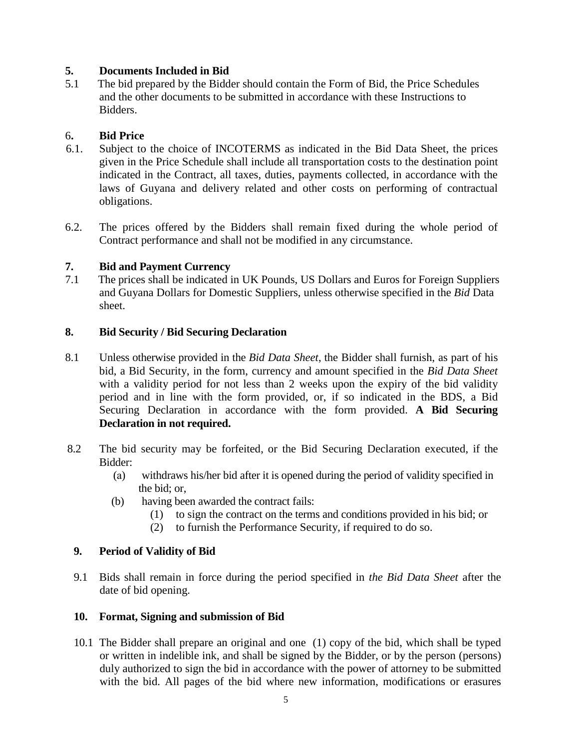## 5. Documents Included in Bid

5.1 The bid prepared by the Bidder should contain the Form of Bid, the Price Schedules and the other documents to be submitted in accordance with these Instructions to Bidders.

## 6. Bid Price

6.1. Subject to the choice of INCOTERMS as indicated in the Bid Data Sheet, the prices given in the Price Schedule shall include all transportation costs to the destination point indicated in the Contract, all taxes, duties, payments collected, in accordance with the laws of Guyana and delivery related and other costs on performing of contractual obligations.

6.2. The prices offered by the Bidders shall remain fixed during the whole period of Contract performance and shall not be modified in any circumstance.

## 7. Bid and Payment Currency

7.1 The prices shall be indicated in UK Pounds, US Dollars and Euros for Foreign Suppliers and Guyana Dollars for Domestic Suppliers, unless otherwise specified in the *Bid* Data sheet.

## 8. Bid Security / Bid Securing Declaration

8.1 Unless otherwise provided in the *Bid Data Sheet*, the Bidder shall furnish, as part of his bid, a Bid Security, in the form, currency and amount specified in the *Bid Data Sheet* with a validity period for not less than 2 weeks upon the expiry of the bid validity period and in line with the form provided, or, if so indicated in the BDS, a Bid Securing Declaration in accordance with the form provided. **A Bid Securing Declaration in not required.**

8.2 The bid security may be forfeited, or the Bid Securing Declaration executed, if the Bidder:

- (a) withdraws his/her bid after it is opened during the period of validity specified in the bid; or,
- (b) having been awarded the contract fails:
  - (1) to sign the contract on the terms and conditions provided in his bid; or
  - (2) to furnish the Performance Security, if required to do so.

## 9. Period of Validity of Bid

9.1 Bids shall remain in force during the period specified in *the Bid Data Sheet* after the date of bid opening.

## 10. Format, Signing and submission of Bid

10.1 The Bidder shall prepare an original and one (1) copy of the bid, which shall be typed or written in indelible ink, and shall be signed by the Bidder, or by the person (persons) duly authorized to sign the bid in accordance with the power of attorney to be submitted with the bid. All pages of the bid where new information, modifications or erasures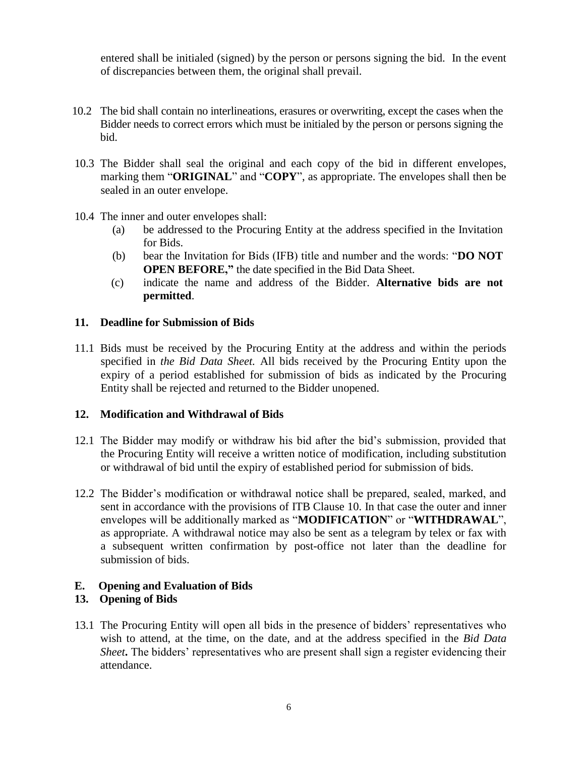entered shall be initialed (signed) by the person or persons signing the bid. In the event of discrepancies between them, the original shall prevail.

10.2 The bid shall contain no interlineations, erasures or overwriting, except the cases when the Bidder needs to correct errors which must be initialed by the person or persons signing the bid.

10.3 The Bidder shall seal the original and each copy of the bid in different envelopes, marking them "**ORIGINAL**" and "**COPY**", as appropriate. The envelopes shall then be sealed in an outer envelope.

10.4 The inner and outer envelopes shall:

(a) be addressed to the Procuring Entity at the address specified in the Invitation for Bids.

(b) bear the Invitation for Bids (IFB) title and number and the words: "**DO NOT OPEN BEFORE,"** the date specified in the Bid Data Sheet.

(c) indicate the name and address of the Bidder. **Alternative bids are not permitted**.

## 11. Deadline for Submission of Bids

11.1 Bids must be received by the Procuring Entity at the address and within the periods specified in *the Bid Data Sheet.* All bids received by the Procuring Entity upon the expiry of a period established for submission of bids as indicated by the Procuring Entity shall be rejected and returned to the Bidder unopened.

## 12. Modification and Withdrawal of Bids

12.1 The Bidder may modify or withdraw his bid after the bid's submission, provided that the Procuring Entity will receive a written notice of modification, including substitution or withdrawal of bid until the expiry of established period for submission of bids.

12.2 The Bidder's modification or withdrawal notice shall be prepared, sealed, marked, and sent in accordance with the provisions of ITB Clause 10. In that case the outer and inner envelopes will be additionally marked as "**MODIFICATION**" or "**WITHDRAWAL**", as appropriate. A withdrawal notice may also be sent as a telegram by telex or fax with a subsequent written confirmation by post-office not later than the deadline for submission of bids.

# E. Opening and Evaluation of Bids

## 13. Opening of Bids

13.1 The Procuring Entity will open all bids in the presence of bidders' representatives who wish to attend, at the time, on the date, and at the address specified in the *Bid Data Sheet***.** The bidders' representatives who are present shall sign a register evidencing their attendance.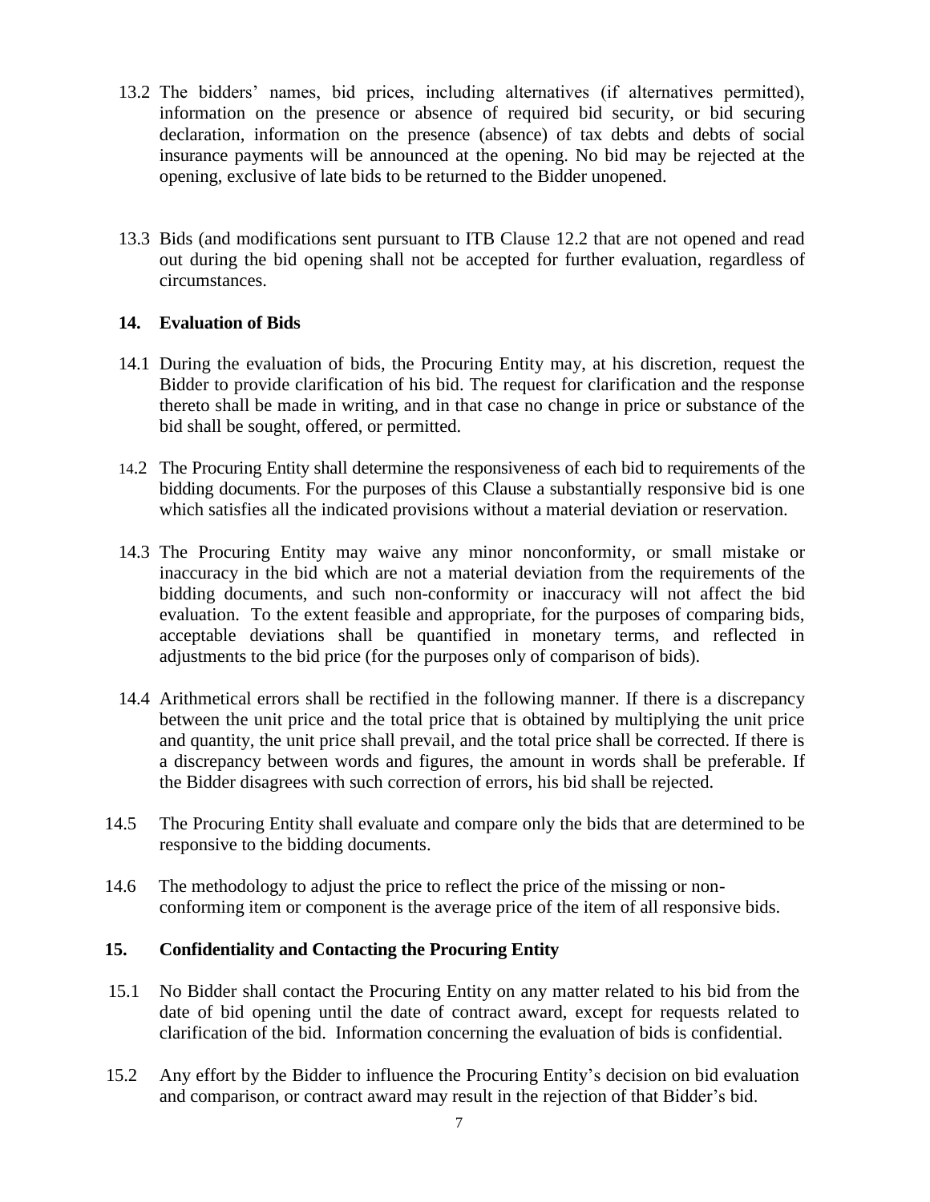13.2 The bidders' names, bid prices, including alternatives (if alternatives permitted), information on the presence or absence of required bid security, or bid securing declaration, information on the presence (absence) of tax debts and debts of social insurance payments will be announced at the opening. No bid may be rejected at the opening, exclusive of late bids to be returned to the Bidder unopened.

13.3 Bids (and modifications sent pursuant to ITB Clause 12.2 that are not opened and read out during the bid opening shall not be accepted for further evaluation, regardless of circumstances.

## 14. Evaluation of Bids

14.1 During the evaluation of bids, the Procuring Entity may, at his discretion, request the Bidder to provide clarification of his bid. The request for clarification and the response thereto shall be made in writing, and in that case no change in price or substance of the bid shall be sought, offered, or permitted.

14.2 The Procuring Entity shall determine the responsiveness of each bid to requirements of the bidding documents. For the purposes of this Clause a substantially responsive bid is one which satisfies all the indicated provisions without a material deviation or reservation.

14.3 The Procuring Entity may waive any minor nonconformity, or small mistake or inaccuracy in the bid which are not a material deviation from the requirements of the bidding documents, and such non-conformity or inaccuracy will not affect the bid evaluation. To the extent feasible and appropriate, for the purposes of comparing bids, acceptable deviations shall be quantified in monetary terms, and reflected in adjustments to the bid price (for the purposes only of comparison of bids).

14.4 Arithmetical errors shall be rectified in the following manner. If there is a discrepancy between the unit price and the total price that is obtained by multiplying the unit price and quantity, the unit price shall prevail, and the total price shall be corrected. If there is a discrepancy between words and figures, the amount in words shall be preferable. If the Bidder disagrees with such correction of errors, his bid shall be rejected.

14.5 The Procuring Entity shall evaluate and compare only the bids that are determined to be responsive to the bidding documents.

14.6 The methodology to adjust the price to reflect the price of the missing or non-conforming item or component is the average price of the item of all responsive bids.

## 15. Confidentiality and Contacting the Procuring Entity

15.1 No Bidder shall contact the Procuring Entity on any matter related to his bid from the date of bid opening until the date of contract award, except for requests related to clarification of the bid. Information concerning the evaluation of bids is confidential.

15.2 Any effort by the Bidder to influence the Procuring Entity's decision on bid evaluation and comparison, or contract award may result in the rejection of that Bidder's bid.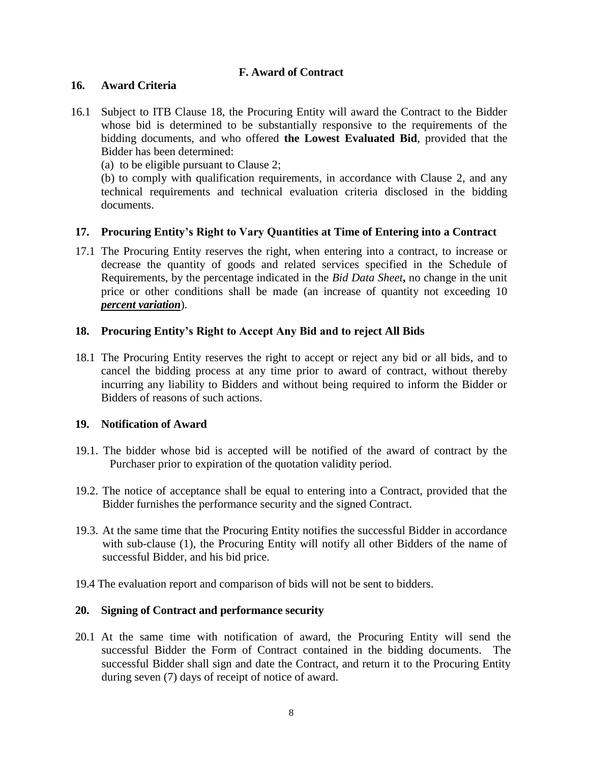## F. Award of Contract

### 16. Award Criteria

16.1 Subject to ITB Clause 18, the Procuring Entity will award the Contract to the Bidder whose bid is determined to be substantially responsive to the requirements of the bidding documents, and who offered **the Lowest Evaluated Bid**, provided that the Bidder has been determined:

(a) to be eligible pursuant to Clause 2;

(b) to comply with qualification requirements, in accordance with Clause 2, and any technical requirements and technical evaluation criteria disclosed in the bidding documents.

### 17. Procuring Entity's Right to Vary Quantities at Time of Entering into a Contract

17.1 The Procuring Entity reserves the right, when entering into a contract, to increase or decrease the quantity of goods and related services specified in the Schedule of Requirements, by the percentage indicated in the *Bid Data Sheet***,** no change in the unit price or other conditions shall be made (an increase of quantity not exceeding 10 ***percent variation***).

### 18. Procuring Entity's Right to Accept Any Bid and to reject All Bids

18.1 The Procuring Entity reserves the right to accept or reject any bid or all bids, and to cancel the bidding process at any time prior to award of contract, without thereby incurring any liability to Bidders and without being required to inform the Bidder or Bidders of reasons of such actions.

### 19. Notification of Award

19.1. The bidder whose bid is accepted will be notified of the award of contract by the Purchaser prior to expiration of the quotation validity period.

19.2. The notice of acceptance shall be equal to entering into a Contract, provided that the Bidder furnishes the performance security and the signed Contract.

19.3. At the same time that the Procuring Entity notifies the successful Bidder in accordance with sub-clause (1), the Procuring Entity will notify all other Bidders of the name of successful Bidder, and his bid price.

19.4 The evaluation report and comparison of bids will not be sent to bidders.

### 20. Signing of Contract and performance security

20.1 At the same time with notification of award, the Procuring Entity will send the successful Bidder the Form of Contract contained in the bidding documents. The successful Bidder shall sign and date the Contract, and return it to the Procuring Entity during seven (7) days of receipt of notice of award.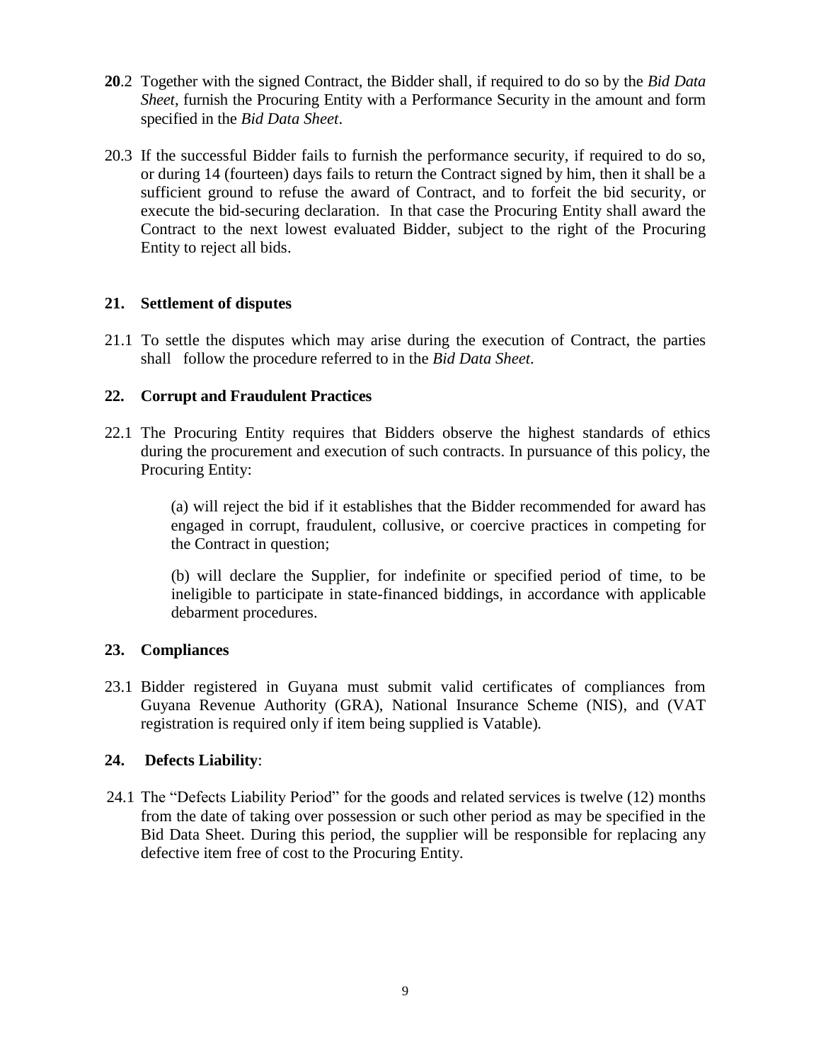**20**.2 Together with the signed Contract, the Bidder shall, if required to do so by the *Bid Data Sheet*, furnish the Procuring Entity with a Performance Security in the amount and form specified in the *Bid Data Sheet*.

20.3 If the successful Bidder fails to furnish the performance security, if required to do so, or during 14 (fourteen) days fails to return the Contract signed by him, then it shall be a sufficient ground to refuse the award of Contract, and to forfeit the bid security, or execute the bid-securing declaration. In that case the Procuring Entity shall award the Contract to the next lowest evaluated Bidder, subject to the right of the Procuring Entity to reject all bids.

### 21. Settlement of disputes

21.1 To settle the disputes which may arise during the execution of Contract, the parties shall follow the procedure referred to in the *Bid Data Sheet*.

### 22. Corrupt and Fraudulent Practices

22.1 The Procuring Entity requires that Bidders observe the highest standards of ethics during the procurement and execution of such contracts. In pursuance of this policy, the Procuring Entity:

(a) will reject the bid if it establishes that the Bidder recommended for award has engaged in corrupt, fraudulent, collusive, or coercive practices in competing for the Contract in question;

(b) will declare the Supplier, for indefinite or specified period of time, to be ineligible to participate in state-financed biddings, in accordance with applicable debarment procedures.

### 23. Compliances

23.1 Bidder registered in Guyana must submit valid certificates of compliances from Guyana Revenue Authority (GRA), National Insurance Scheme (NIS), and (VAT registration is required only if item being supplied is Vatable).

### 24. Defects Liability:

24.1 The "Defects Liability Period" for the goods and related services is twelve (12) months from the date of taking over possession or such other period as may be specified in the Bid Data Sheet. During this period, the supplier will be responsible for replacing any defective item free of cost to the Procuring Entity.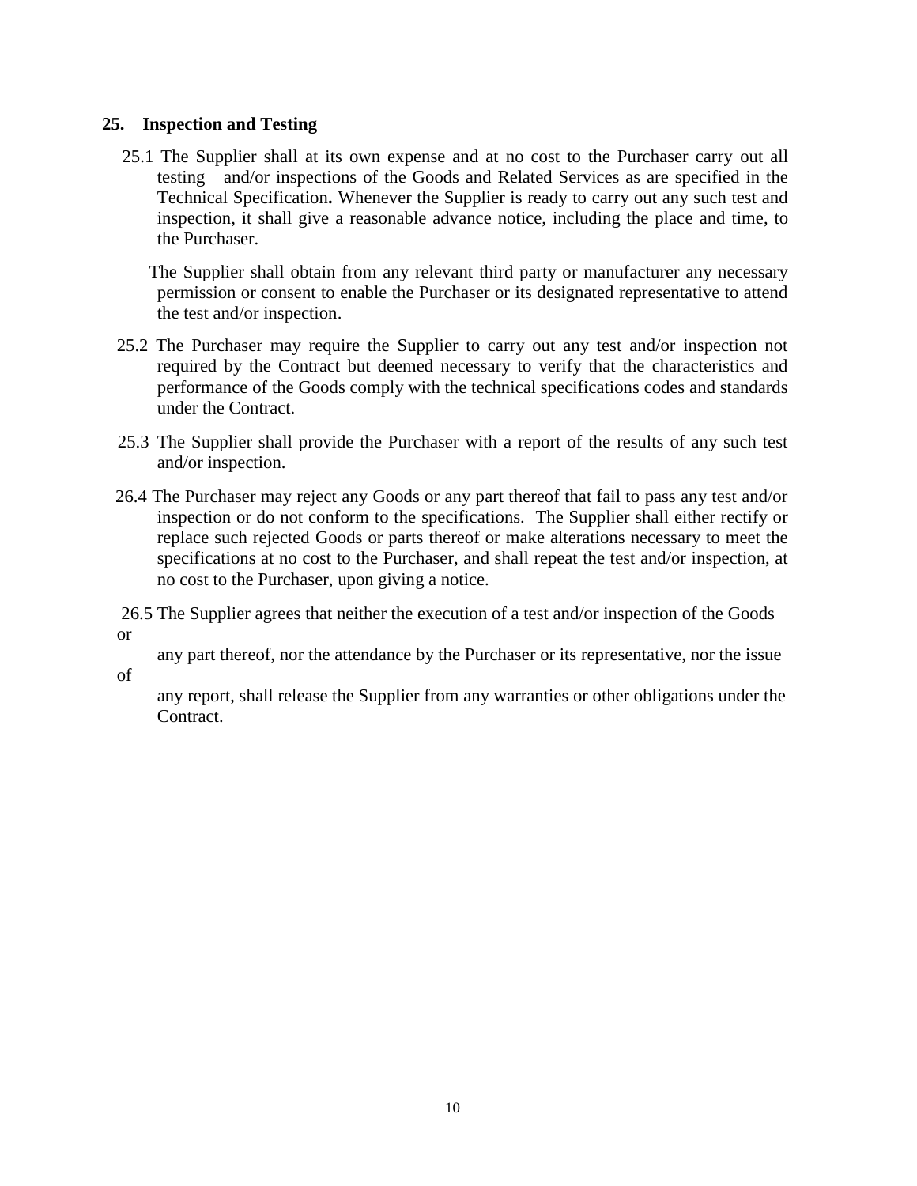## 25. Inspection and Testing

25.1 The Supplier shall at its own expense and at no cost to the Purchaser carry out all testing and/or inspections of the Goods and Related Services as are specified in the Technical Specification**.** Whenever the Supplier is ready to carry out any such test and inspection, it shall give a reasonable advance notice, including the place and time, to the Purchaser.

The Supplier shall obtain from any relevant third party or manufacturer any necessary permission or consent to enable the Purchaser or its designated representative to attend the test and/or inspection.

25.2 The Purchaser may require the Supplier to carry out any test and/or inspection not required by the Contract but deemed necessary to verify that the characteristics and performance of the Goods comply with the technical specifications codes and standards under the Contract.

25.3 The Supplier shall provide the Purchaser with a report of the results of any such test and/or inspection.

26.4 The Purchaser may reject any Goods or any part thereof that fail to pass any test and/or inspection or do not conform to the specifications. The Supplier shall either rectify or replace such rejected Goods or parts thereof or make alterations necessary to meet the specifications at no cost to the Purchaser, and shall repeat the test and/or inspection, at no cost to the Purchaser, upon giving a notice.

26.5 The Supplier agrees that neither the execution of a test and/or inspection of the Goods or any part thereof, nor the attendance by the Purchaser or its representative, nor the issue of any report, shall release the Supplier from any warranties or other obligations under the Contract.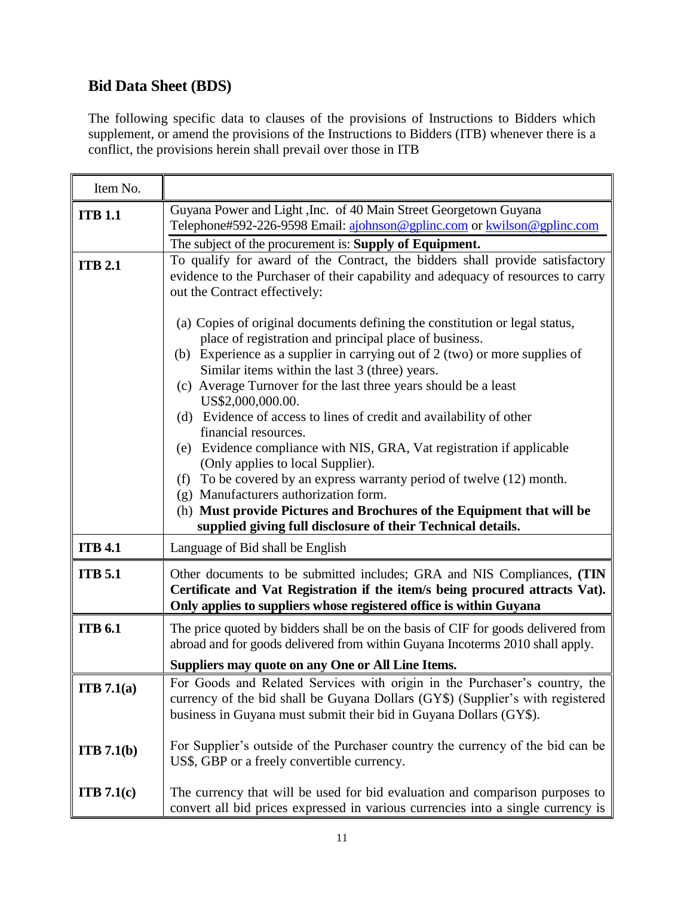## Bid Data Sheet (BDS)

The following specific data to clauses of the provisions of Instructions to Bidders which supplement, or amend the provisions of the Instructions to Bidders (ITB) whenever there is a conflict, the provisions herein shall prevail over those in ITB

| Item No. | |
|---|---|
| **ITB 1.1** | Guyana Power and Light ,Inc. of 40 Main Street Georgetown Guyana Telephone#592-226-9598 Email: ajohnson@gplinc.com or kwilson@gplinc.com<br>The subject of the procurement is: **Supply of Equipment.** |
| **ITB 2.1** | To qualify for award of the Contract, the bidders shall provide satisfactory evidence to the Purchaser of their capability and adequacy of resources to carry out the Contract effectively:<br><br>(a) Copies of original documents defining the constitution or legal status, place of registration and principal place of business.<br>(b) Experience as a supplier in carrying out of 2 (two) or more supplies of Similar items within the last 3 (three) years.<br>(c) Average Turnover for the last three years should be a least US$2,000,000.00.<br>(d) Evidence of access to lines of credit and availability of other financial resources.<br>(e) Evidence compliance with NIS, GRA, Vat registration if applicable (Only applies to local Supplier).<br>(f) To be covered by an express warranty period of twelve (12) month.<br>(g) Manufacturers authorization form.<br>(h) **Must provide Pictures and Brochures of the Equipment that will be supplied giving full disclosure of their Technical details.** |
| **ITB 4.1** | Language of Bid shall be English |
| **ITB 5.1** | Other documents to be submitted includes; GRA and NIS Compliances, **(TIN Certificate and Vat Registration if the item/s being procured attracts Vat). Only applies to suppliers whose registered office is within Guyana** |
| **ITB 6.1** | The price quoted by bidders shall be on the basis of CIF for goods delivered from abroad and for goods delivered from within Guyana Incoterms 2010 shall apply.<br>**Suppliers may quote on any One or All Line Items.** |
| **ITB 7.1(a)** | For Goods and Related Services with origin in the Purchaser's country, the currency of the bid shall be Guyana Dollars (GY$) (Supplier's with registered business in Guyana must submit their bid in Guyana Dollars (GY$). |
| **ITB 7.1(b)** | For Supplier's outside of the Purchaser country the currency of the bid can be US$, GBP or a freely convertible currency. |
| **ITB 7.1(c)** | The currency that will be used for bid evaluation and comparison purposes to convert all bid prices expressed in various currencies into a single currency is |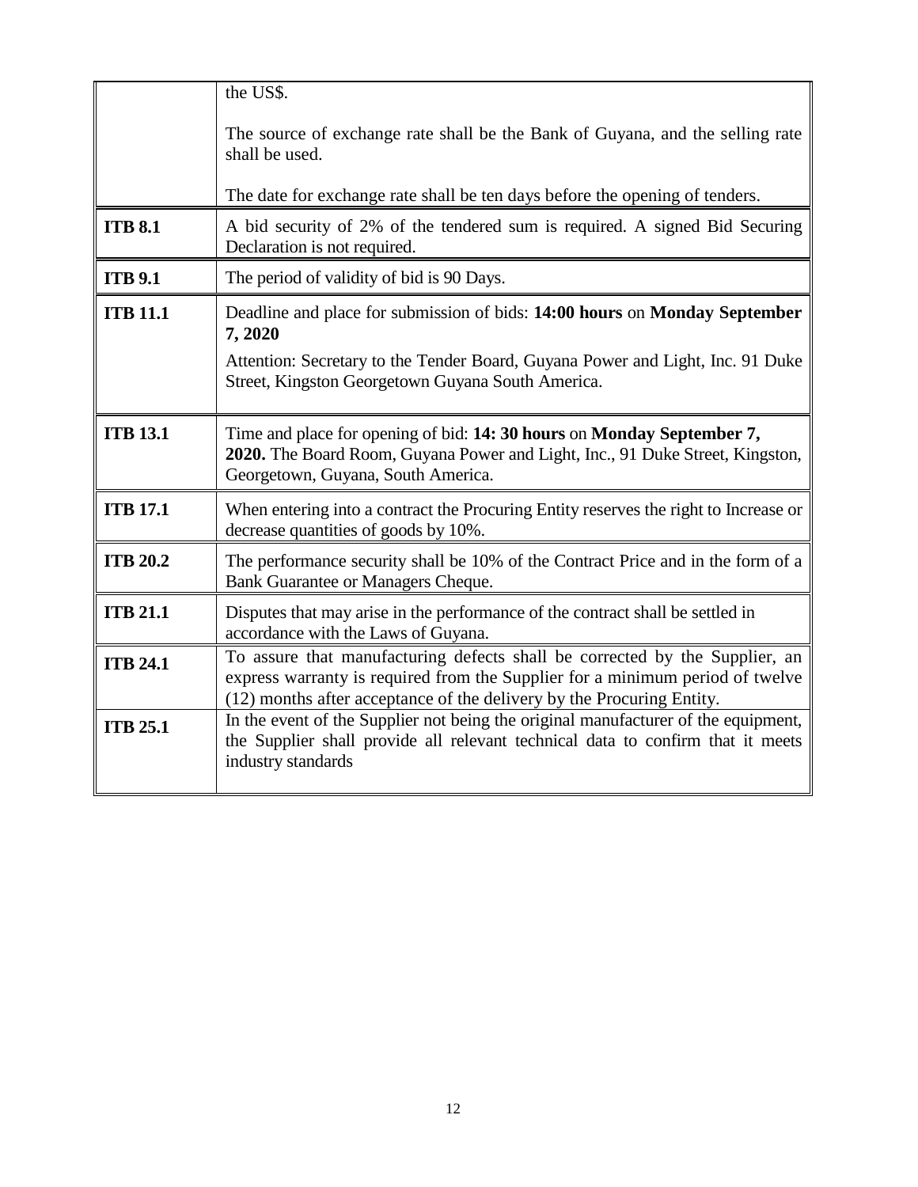| | |
|---|---|
| | the US$.<br><br>The source of exchange rate shall be the Bank of Guyana, and the selling rate shall be used.<br><br>The date for exchange rate shall be ten days before the opening of tenders. |
| **ITB 8.1** | A bid security of 2% of the tendered sum is required. A signed Bid Securing Declaration is not required. |
| **ITB 9.1** | The period of validity of bid is 90 Days. |
| **ITB 11.1** | Deadline and place for submission of bids: **14:00 hours** on **Monday September 7, 2020**<br><br>Attention: Secretary to the Tender Board, Guyana Power and Light, Inc. 91 Duke Street, Kingston Georgetown Guyana South America. |
| **ITB 13.1** | Time and place for opening of bid: **14: 30 hours** on **Monday September 7, 2020.** The Board Room, Guyana Power and Light, Inc., 91 Duke Street, Kingston, Georgetown, Guyana, South America. |
| **ITB 17.1** | When entering into a contract the Procuring Entity reserves the right to Increase or decrease quantities of goods by 10%. |
| **ITB 20.2** | The performance security shall be 10% of the Contract Price and in the form of a Bank Guarantee or Managers Cheque. |
| **ITB 21.1** | Disputes that may arise in the performance of the contract shall be settled in accordance with the Laws of Guyana. |
| **ITB 24.1** | To assure that manufacturing defects shall be corrected by the Supplier, an express warranty is required from the Supplier for a minimum period of twelve (12) months after acceptance of the delivery by the Procuring Entity. |
| **ITB 25.1** | In the event of the Supplier not being the original manufacturer of the equipment, the Supplier shall provide all relevant technical data to confirm that it meets industry standards |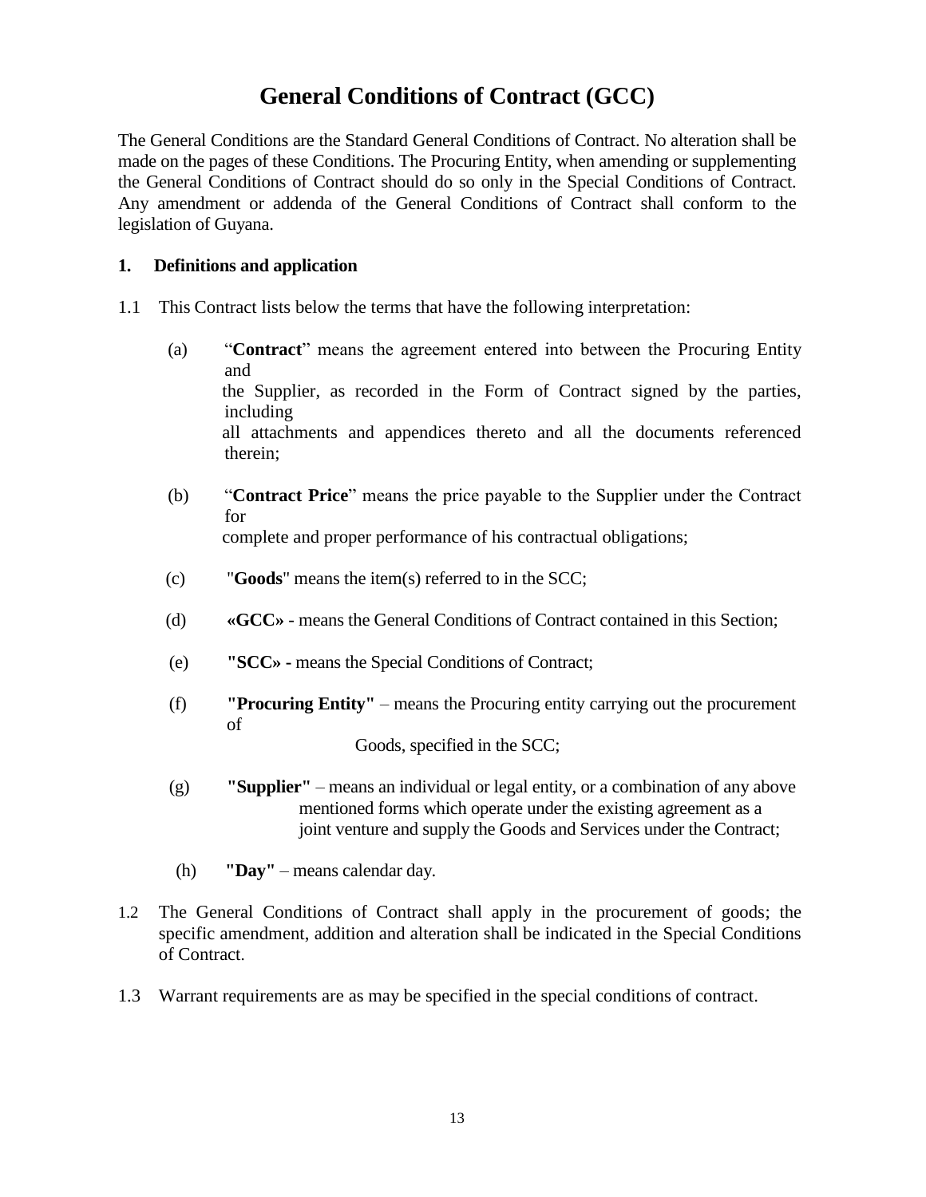# General Conditions of Contract (GCC)

The General Conditions are the Standard General Conditions of Contract. No alteration shall be made on the pages of these Conditions. The Procuring Entity, when amending or supplementing the General Conditions of Contract should do so only in the Special Conditions of Contract. Any amendment or addenda of the General Conditions of Contract shall conform to the legislation of Guyana.

## 1. Definitions and application

1.1 This Contract lists below the terms that have the following interpretation:

(a) "**Contract**" means the agreement entered into between the Procuring Entity and the Supplier, as recorded in the Form of Contract signed by the parties, including all attachments and appendices thereto and all the documents referenced therein;

(b) "**Contract Price**" means the price payable to the Supplier under the Contract for complete and proper performance of his contractual obligations;

(c) "**Goods**" means the item(s) referred to in the SCC;

(d) **«GCC»** - means the General Conditions of Contract contained in this Section;

(e) **"SCC»** - means the Special Conditions of Contract;

(f) **"Procuring Entity"** – means the Procuring entity carrying out the procurement of Goods, specified in the SCC;

(g) **"Supplier"** – means an individual or legal entity, or a combination of any above mentioned forms which operate under the existing agreement as a joint venture and supply the Goods and Services under the Contract;

(h) **"Day"** – means calendar day.

1.2 The General Conditions of Contract shall apply in the procurement of goods; the specific amendment, addition and alteration shall be indicated in the Special Conditions of Contract.

1.3 Warrant requirements are as may be specified in the special conditions of contract.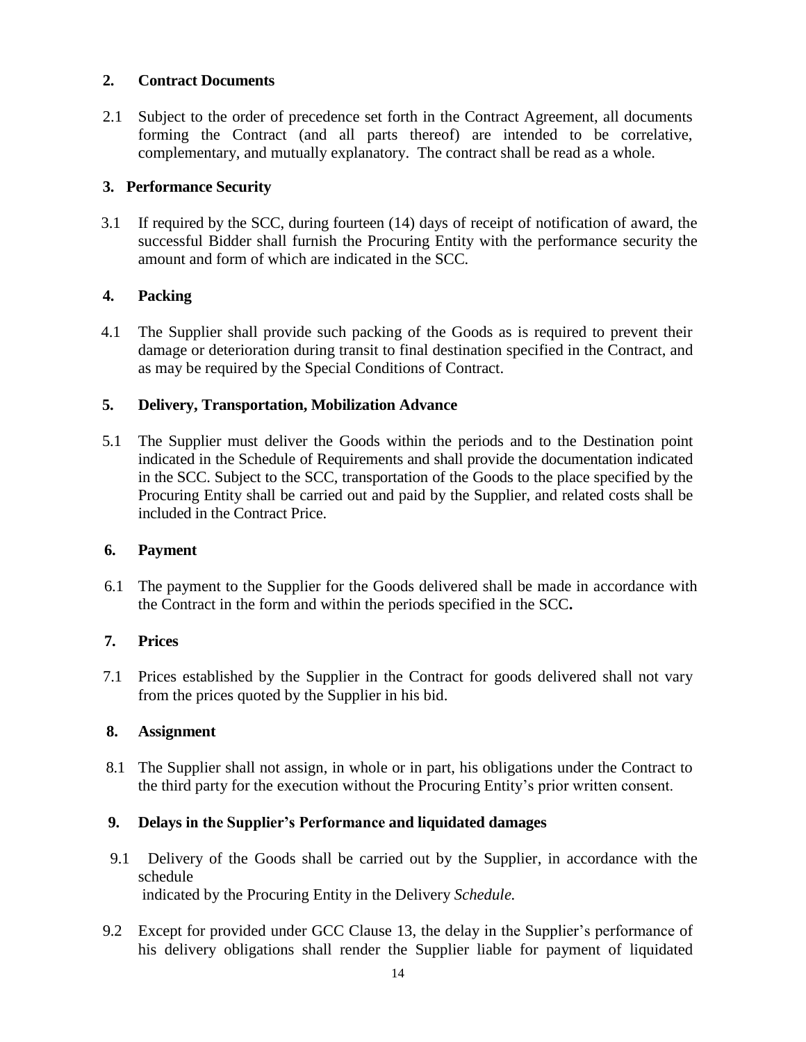## 2. Contract Documents

2.1 Subject to the order of precedence set forth in the Contract Agreement, all documents forming the Contract (and all parts thereof) are intended to be correlative, complementary, and mutually explanatory. The contract shall be read as a whole.

## 3. Performance Security

3.1 If required by the SCC, during fourteen (14) days of receipt of notification of award, the successful Bidder shall furnish the Procuring Entity with the performance security the amount and form of which are indicated in the SCC.

## 4. Packing

4.1 The Supplier shall provide such packing of the Goods as is required to prevent their damage or deterioration during transit to final destination specified in the Contract, and as may be required by the Special Conditions of Contract.

## 5. Delivery, Transportation, Mobilization Advance

5.1 The Supplier must deliver the Goods within the periods and to the Destination point indicated in the Schedule of Requirements and shall provide the documentation indicated in the SCC. Subject to the SCC, transportation of the Goods to the place specified by the Procuring Entity shall be carried out and paid by the Supplier, and related costs shall be included in the Contract Price.

## 6. Payment

6.1 The payment to the Supplier for the Goods delivered shall be made in accordance with the Contract in the form and within the periods specified in the SCC**.**

## 7. Prices

7.1 Prices established by the Supplier in the Contract for goods delivered shall not vary from the prices quoted by the Supplier in his bid.

## 8. Assignment

8.1 The Supplier shall not assign, in whole or in part, his obligations under the Contract to the third party for the execution without the Procuring Entity's prior written consent.

## 9. Delays in the Supplier's Performance and liquidated damages

9.1 Delivery of the Goods shall be carried out by the Supplier, in accordance with the schedule indicated by the Procuring Entity in the Delivery *Schedule.*

9.2 Except for provided under GCC Clause 13, the delay in the Supplier's performance of his delivery obligations shall render the Supplier liable for payment of liquidated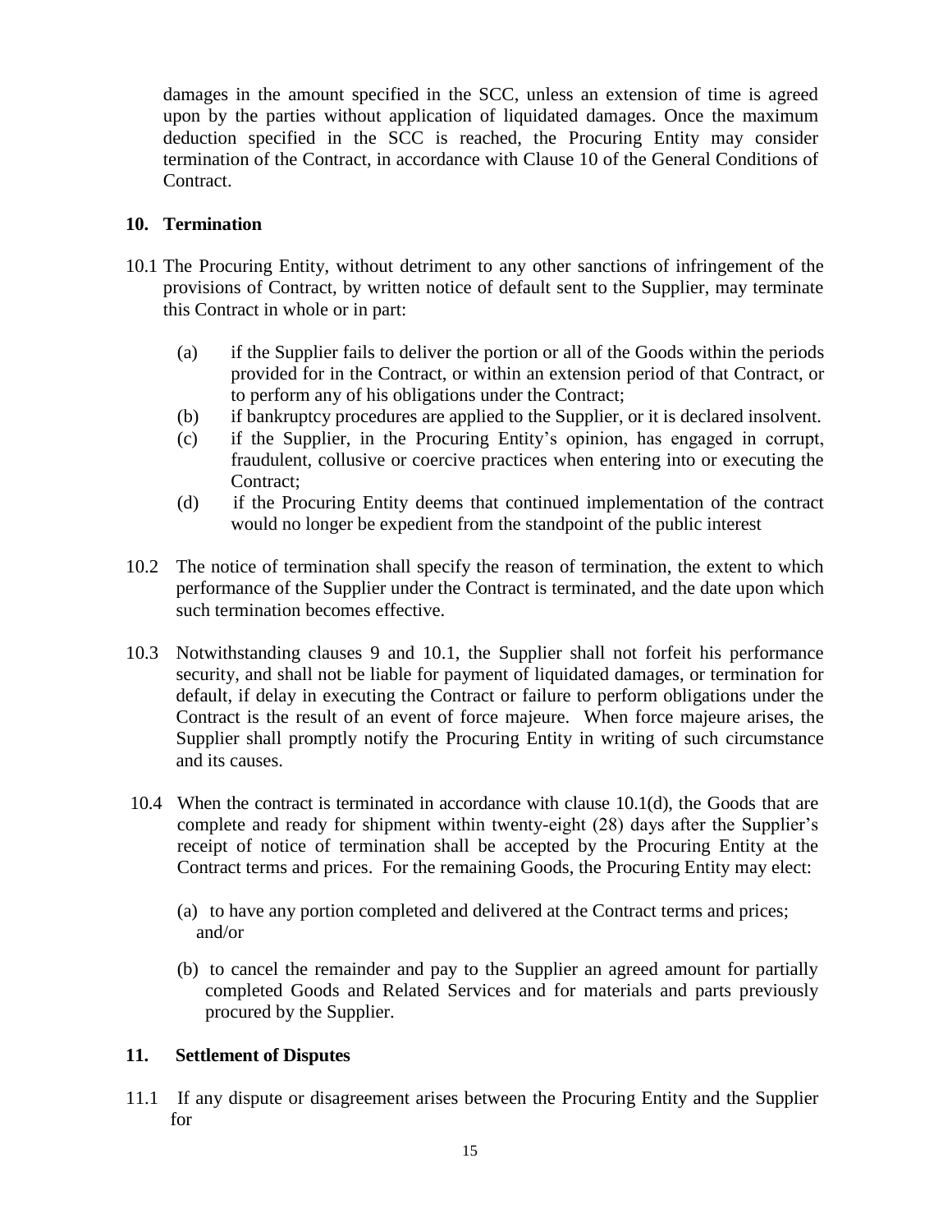damages in the amount specified in the SCC, unless an extension of time is agreed upon by the parties without application of liquidated damages. Once the maximum deduction specified in the SCC is reached, the Procuring Entity may consider termination of the Contract, in accordance with Clause 10 of the General Conditions of Contract.

## 10. Termination

10.1 The Procuring Entity, without detriment to any other sanctions of infringement of the provisions of Contract, by written notice of default sent to the Supplier, may terminate this Contract in whole or in part:

- (a) if the Supplier fails to deliver the portion or all of the Goods within the periods provided for in the Contract, or within an extension period of that Contract, or to perform any of his obligations under the Contract;
- (b) if bankruptcy procedures are applied to the Supplier, or it is declared insolvent.
- (c) if the Supplier, in the Procuring Entity's opinion, has engaged in corrupt, fraudulent, collusive or coercive practices when entering into or executing the Contract;
- (d) if the Procuring Entity deems that continued implementation of the contract would no longer be expedient from the standpoint of the public interest

10.2 The notice of termination shall specify the reason of termination, the extent to which performance of the Supplier under the Contract is terminated, and the date upon which such termination becomes effective.

10.3 Notwithstanding clauses 9 and 10.1, the Supplier shall not forfeit his performance security, and shall not be liable for payment of liquidated damages, or termination for default, if delay in executing the Contract or failure to perform obligations under the Contract is the result of an event of force majeure. When force majeure arises, the Supplier shall promptly notify the Procuring Entity in writing of such circumstance and its causes.

10.4 When the contract is terminated in accordance with clause 10.1(d), the Goods that are complete and ready for shipment within twenty-eight (28) days after the Supplier's receipt of notice of termination shall be accepted by the Procuring Entity at the Contract terms and prices. For the remaining Goods, the Procuring Entity may elect:

- (a) to have any portion completed and delivered at the Contract terms and prices; and/or
- (b) to cancel the remainder and pay to the Supplier an agreed amount for partially completed Goods and Related Services and for materials and parts previously procured by the Supplier.

## 11. Settlement of Disputes

11.1 If any dispute or disagreement arises between the Procuring Entity and the Supplier for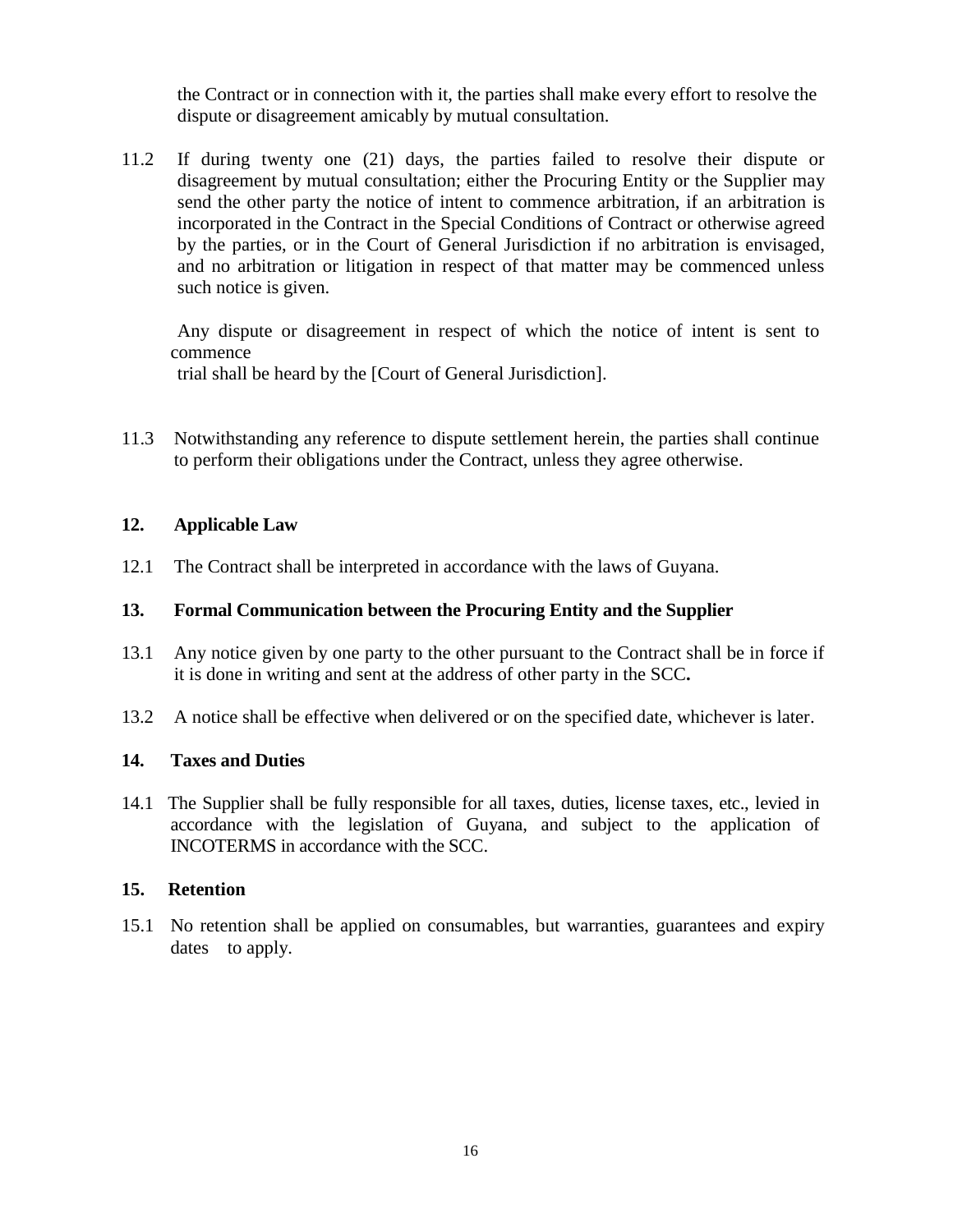the Contract or in connection with it, the parties shall make every effort to resolve the dispute or disagreement amicably by mutual consultation.

11.2 If during twenty one (21) days, the parties failed to resolve their dispute or disagreement by mutual consultation; either the Procuring Entity or the Supplier may send the other party the notice of intent to commence arbitration, if an arbitration is incorporated in the Contract in the Special Conditions of Contract or otherwise agreed by the parties, or in the Court of General Jurisdiction if no arbitration is envisaged, and no arbitration or litigation in respect of that matter may be commenced unless such notice is given.

Any dispute or disagreement in respect of which the notice of intent is sent to commence
trial shall be heard by the [Court of General Jurisdiction].

11.3 Notwithstanding any reference to dispute settlement herein, the parties shall continue to perform their obligations under the Contract, unless they agree otherwise.

**12. Applicable Law**

12.1 The Contract shall be interpreted in accordance with the laws of Guyana.

**13. Formal Communication between the Procuring Entity and the Supplier**

13.1 Any notice given by one party to the other pursuant to the Contract shall be in force if it is done in writing and sent at the address of other party in the SCC**.**

13.2 A notice shall be effective when delivered or on the specified date, whichever is later.

**14. Taxes and Duties**

14.1 The Supplier shall be fully responsible for all taxes, duties, license taxes, etc., levied in accordance with the legislation of Guyana, and subject to the application of INCOTERMS in accordance with the SCC.

**15. Retention**

15.1 No retention shall be applied on consumables, but warranties, guarantees and expiry dates to apply.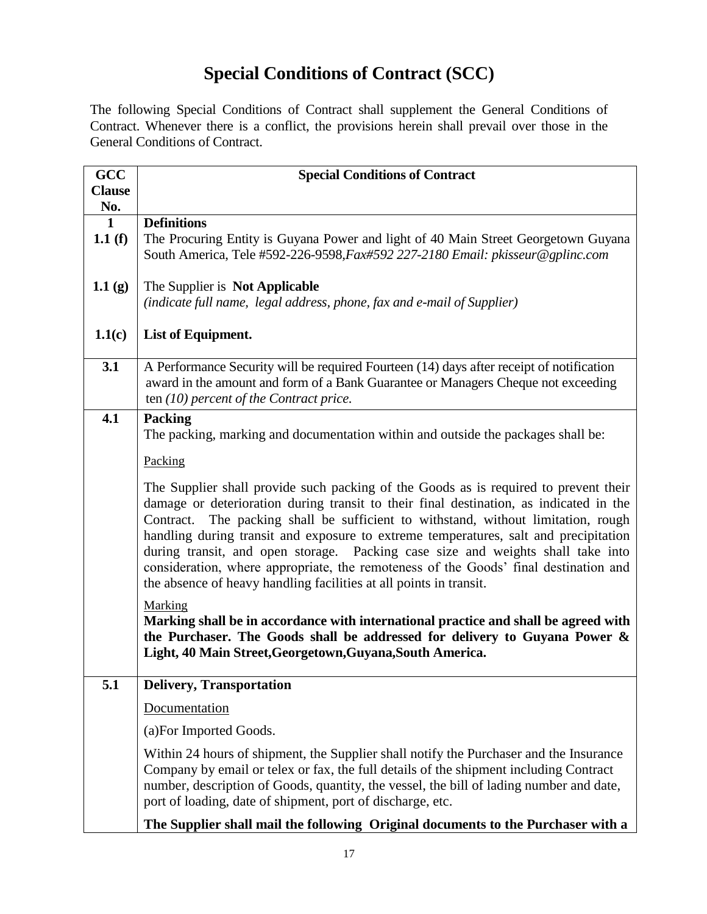# Special Conditions of Contract (SCC)

The following Special Conditions of Contract shall supplement the General Conditions of Contract. Whenever there is a conflict, the provisions herein shall prevail over those in the General Conditions of Contract.

| GCC Clause No. | Special Conditions of Contract |
|---|---|
| **1** | **Definitions** |
| **1.1 (f)** | The Procuring Entity is Guyana Power and light of 40 Main Street Georgetown Guyana South America, Tele #592-226-9598,*Fax#592 227-2180 Email: pkisseur@gplinc.com* |
| **1.1 (g)** | The Supplier is **Not Applicable**<br>*(indicate full name, legal address, phone, fax and e-mail of Supplier)* |
| **1.1(c)** | **List of Equipment.** |
| **3.1** | A Performance Security will be required Fourteen (14) days after receipt of notification award in the amount and form of a Bank Guarantee or Managers Cheque not exceeding ten *(10) percent of the Contract price.* |
| **4.1** | **Packing**<br>The packing, marking and documentation within and outside the packages shall be:<br><u>Packing</u><br>The Supplier shall provide such packing of the Goods as is required to prevent their damage or deterioration during transit to their final destination, as indicated in the Contract. The packing shall be sufficient to withstand, without limitation, rough handling during transit and exposure to extreme temperatures, salt and precipitation during transit, and open storage. Packing case size and weights shall take into consideration, where appropriate, the remoteness of the Goods' final destination and the absence of heavy handling facilities at all points in transit.<br><u>Marking</u><br>**Marking shall be in accordance with international practice and shall be agreed with the Purchaser. The Goods shall be addressed for delivery to Guyana Power & Light, 40 Main Street,Georgetown,Guyana,South America.** |
| **5.1** | **Delivery, Transportation**<br><u>Documentation</u><br>(a)For Imported Goods.<br>Within 24 hours of shipment, the Supplier shall notify the Purchaser and the Insurance Company by email or telex or fax, the full details of the shipment including Contract number, description of Goods, quantity, the vessel, the bill of lading number and date, port of loading, date of shipment, port of discharge, etc.<br>**The Supplier shall mail the following Original documents to the Purchaser with a** |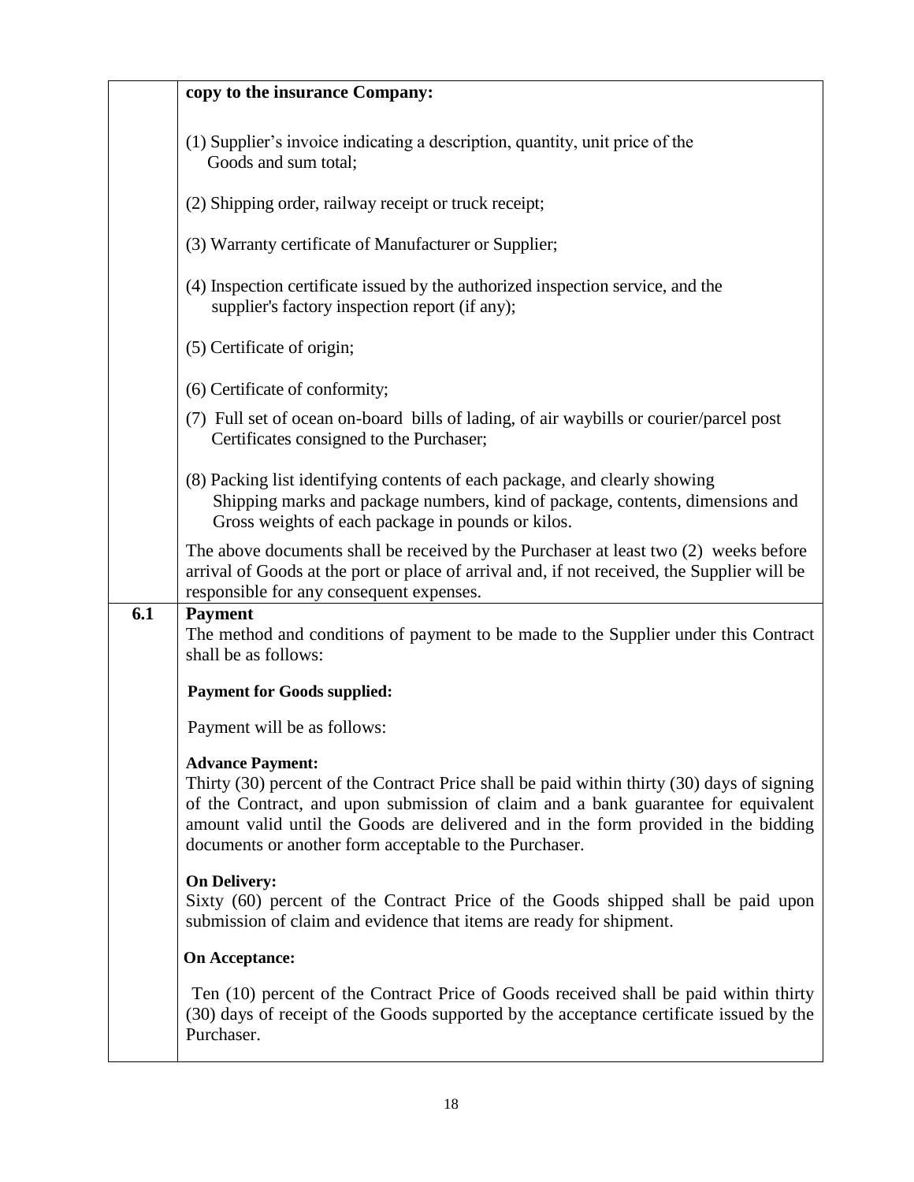| | |
|---|---|
| | **copy to the insurance Company:**<br><br>(1) Supplier's invoice indicating a description, quantity, unit price of the Goods and sum total;<br><br>(2) Shipping order, railway receipt or truck receipt;<br><br>(3) Warranty certificate of Manufacturer or Supplier;<br><br>(4) Inspection certificate issued by the authorized inspection service, and the supplier's factory inspection report (if any);<br><br>(5) Certificate of origin;<br><br>(6) Certificate of conformity;<br><br>(7) Full set of ocean on-board bills of lading, of air waybills or courier/parcel post Certificates consigned to the Purchaser;<br><br>(8) Packing list identifying contents of each package, and clearly showing Shipping marks and package numbers, kind of package, contents, dimensions and Gross weights of each package in pounds or kilos.<br><br>The above documents shall be received by the Purchaser at least two (2) weeks before arrival of Goods at the port or place of arrival and, if not received, the Supplier will be responsible for any consequent expenses. |
| **6.1** | **Payment**<br>The method and conditions of payment to be made to the Supplier under this Contract shall be as follows:<br><br>**Payment for Goods supplied:**<br><br>Payment will be as follows:<br><br>**Advance Payment:**<br>Thirty (30) percent of the Contract Price shall be paid within thirty (30) days of signing of the Contract, and upon submission of claim and a bank guarantee for equivalent amount valid until the Goods are delivered and in the form provided in the bidding documents or another form acceptable to the Purchaser.<br><br>**On Delivery:**<br>Sixty (60) percent of the Contract Price of the Goods shipped shall be paid upon submission of claim and evidence that items are ready for shipment.<br><br>**On Acceptance:**<br><br>Ten (10) percent of the Contract Price of Goods received shall be paid within thirty (30) days of receipt of the Goods supported by the acceptance certificate issued by the Purchaser. |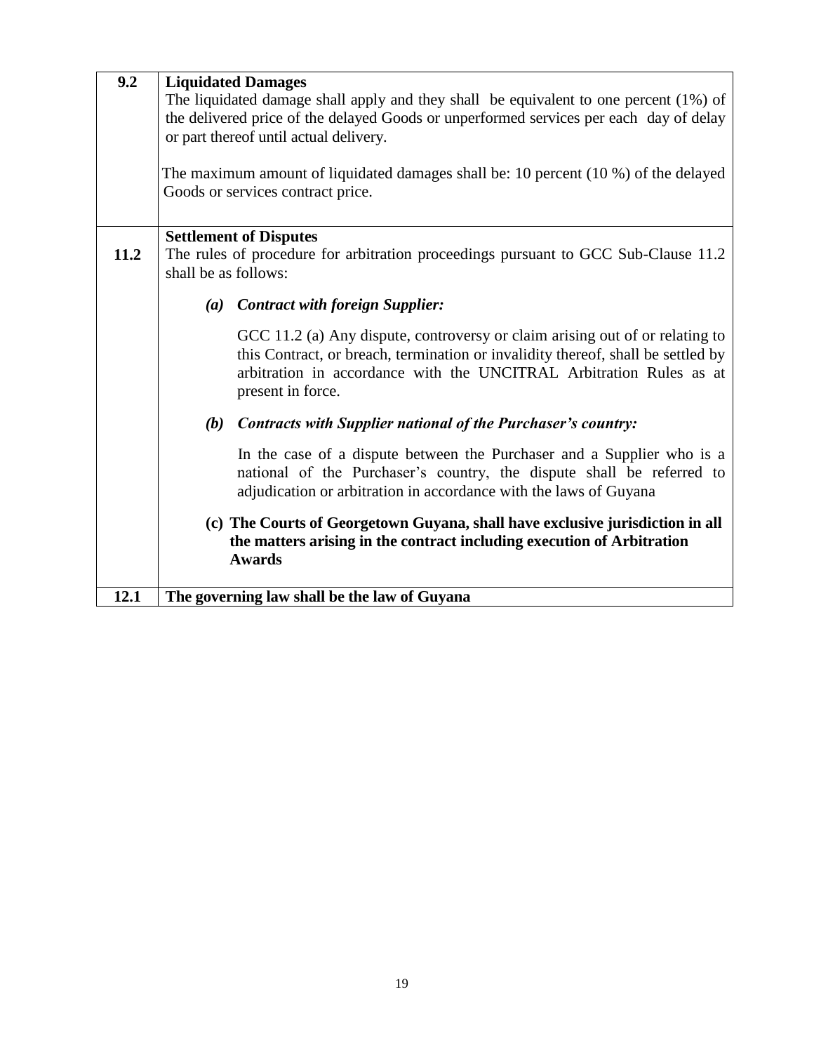| | |
|---|---|
| **9.2** | **Liquidated Damages**<br>The liquidated damage shall apply and they shall be equivalent to one percent (1%) of the delivered price of the delayed Goods or unperformed services per each day of delay or part thereof until actual delivery.<br><br>The maximum amount of liquidated damages shall be: 10 percent (10 %) of the delayed Goods or services contract price. |
| **11.2** | **Settlement of Disputes**<br>The rules of procedure for arbitration proceedings pursuant to GCC Sub-Clause 11.2 shall be as follows:<br><br>***(a) Contract with foreign Supplier:***<br><br>GCC 11.2 (a) Any dispute, controversy or claim arising out of or relating to this Contract, or breach, termination or invalidity thereof, shall be settled by arbitration in accordance with the UNCITRAL Arbitration Rules as at present in force.<br><br>***(b) Contracts with Supplier national of the Purchaser's country:***<br><br>In the case of a dispute between the Purchaser and a Supplier who is a national of the Purchaser's country, the dispute shall be referred to adjudication or arbitration in accordance with the laws of Guyana<br><br>**(c) The Courts of Georgetown Guyana, shall have exclusive jurisdiction in all the matters arising in the contract including execution of Arbitration Awards** |
| **12.1** | **The governing law shall be the law of Guyana** |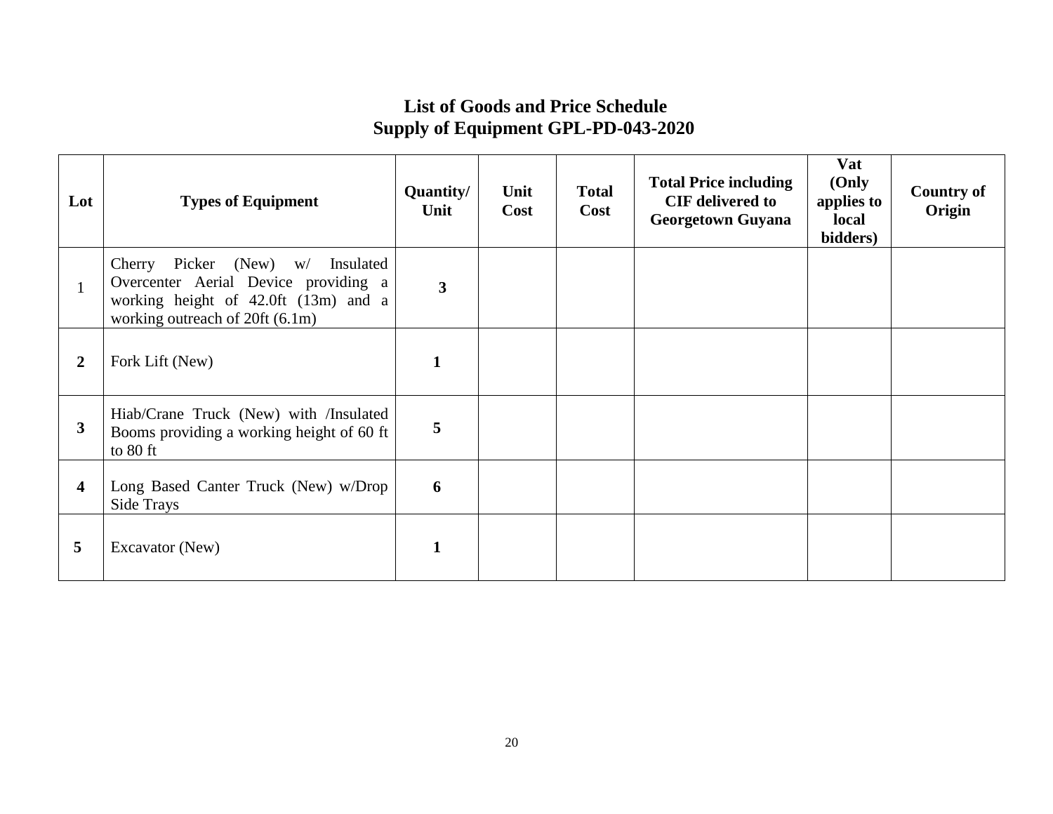## List of Goods and Price Schedule
## Supply of Equipment GPL-PD-043-2020

| Lot | Types of Equipment | Quantity/ Unit | Unit Cost | Total Cost | Total Price including CIF delivered to Georgetown Guyana | Vat (Only applies to local bidders) | Country of Origin |
|---|---|---|---|---|---|---|---|
| 1 | Cherry Picker (New) w/ Insulated Overcenter Aerial Device providing a working height of 42.0ft (13m) and a working outreach of 20ft (6.1m) | **3** | | | | | |
| **2** | Fork Lift (New) | **1** | | | | | |
| **3** | Hiab/Crane Truck (New) with /Insulated Booms providing a working height of 60 ft to 80 ft | **5** | | | | | |
| **4** | Long Based Canter Truck (New) w/Drop Side Trays | **6** | | | | | |
| **5** | Excavator (New) | **1** | | | | | |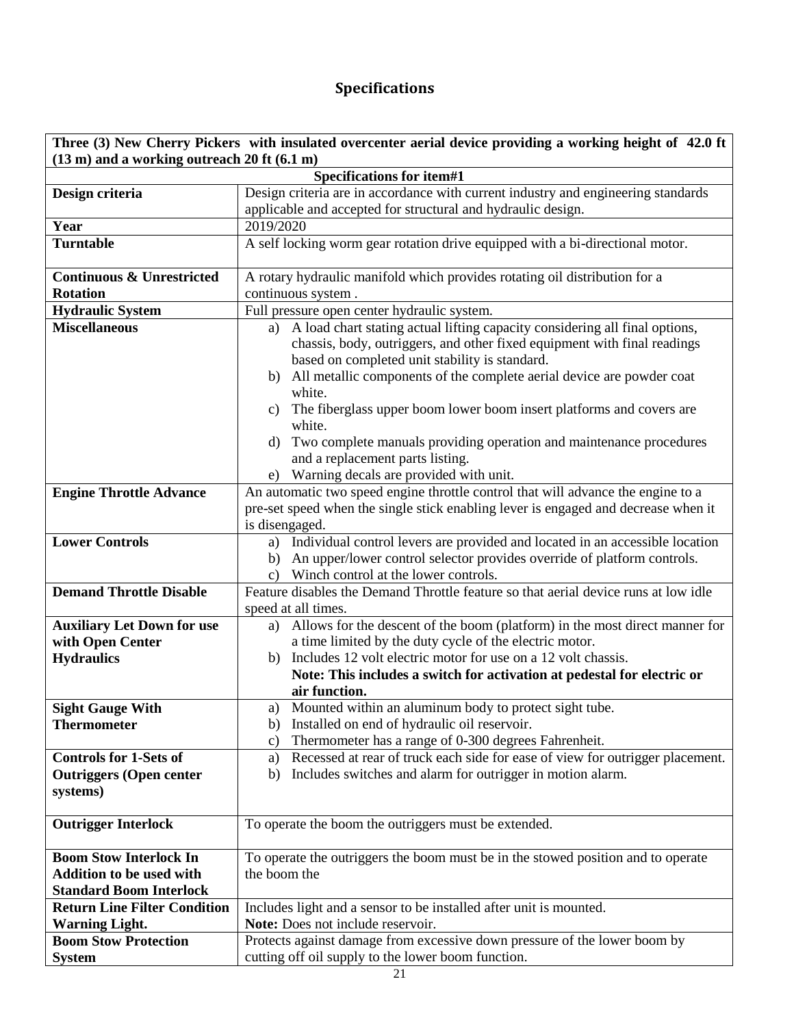# Specifications

| Three (3) New Cherry Pickers with insulated overcenter aerial device providing a working height of 42.0 ft (13 m) and a working outreach 20 ft (6.1 m) | |
|---|---|
| **Specifications for item#1** | |
| **Design criteria** | Design criteria are in accordance with current industry and engineering standards applicable and accepted for structural and hydraulic design. |
| **Year** | 2019/2020 |
| **Turntable** | A self locking worm gear rotation drive equipped with a bi-directional motor. |
| **Continuous & Unrestricted Rotation** | A rotary hydraulic manifold which provides rotating oil distribution for a continuous system . |
| **Hydraulic System** | Full pressure open center hydraulic system. |
| **Miscellaneous** | a) A load chart stating actual lifting capacity considering all final options, chassis, body, outriggers, and other fixed equipment with final readings based on completed unit stability is standard.<br>b) All metallic components of the complete aerial device are powder coat white.<br>c) The fiberglass upper boom lower boom insert platforms and covers are white.<br>d) Two complete manuals providing operation and maintenance procedures and a replacement parts listing.<br>e) Warning decals are provided with unit. |
| **Engine Throttle Advance** | An automatic two speed engine throttle control that will advance the engine to a pre-set speed when the single stick enabling lever is engaged and decrease when it is disengaged. |
| **Lower Controls** | a) Individual control levers are provided and located in an accessible location<br>b) An upper/lower control selector provides override of platform controls.<br>c) Winch control at the lower controls. |
| **Demand Throttle Disable** | Feature disables the Demand Throttle feature so that aerial device runs at low idle speed at all times. |
| **Auxiliary Let Down for use with Open Center Hydraulics** | a) Allows for the descent of the boom (platform) in the most direct manner for a time limited by the duty cycle of the electric motor.<br>b) Includes 12 volt electric motor for use on a 12 volt chassis.<br>**Note: This includes a switch for activation at pedestal for electric or air function.** |
| **Sight Gauge With Thermometer** | a) Mounted within an aluminum body to protect sight tube.<br>b) Installed on end of hydraulic oil reservoir.<br>c) Thermometer has a range of 0-300 degrees Fahrenheit. |
| **Controls for 1-Sets of Outriggers (Open center systems)** | a) Recessed at rear of truck each side for ease of view for outrigger placement.<br>b) Includes switches and alarm for outrigger in motion alarm. |
| **Outrigger Interlock** | To operate the boom the outriggers must be extended. |
| **Boom Stow Interlock In Addition to be used with Standard Boom Interlock** | To operate the outriggers the boom must be in the stowed position and to operate the boom the |
| **Return Line Filter Condition Warning Light.** | Includes light and a sensor to be installed after unit is mounted.<br>**Note:** Does not include reservoir. |
| **Boom Stow Protection System** | Protects against damage from excessive down pressure of the lower boom by cutting off oil supply to the lower boom function. |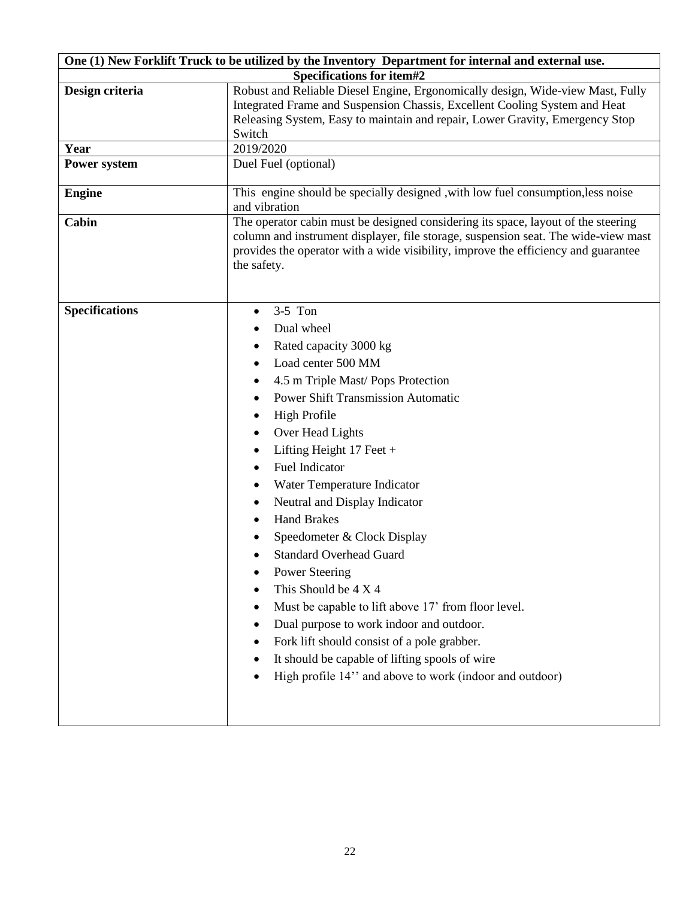| One (1) New Forklift Truck to be utilized by the Inventory Department for internal and external use. | |
|---|---|
| **Specifications for item#2** | |
| **Design criteria** | Robust and Reliable Diesel Engine, Ergonomically design, Wide-view Mast, Fully Integrated Frame and Suspension Chassis, Excellent Cooling System and Heat Releasing System, Easy to maintain and repair, Lower Gravity, Emergency Stop Switch |
| **Year** | 2019/2020 |
| **Power system** | Duel Fuel (optional) |
| **Engine** | This engine should be specially designed ,with low fuel consumption,less noise and vibration |
| **Cabin** | The operator cabin must be designed considering its space, layout of the steering column and instrument displayer, file storage, suspension seat. The wide-view mast provides the operator with a wide visibility, improve the efficiency and guarantee the safety. |
| **Specifications** | • 3-5 Ton<br>• Dual wheel<br>• Rated capacity 3000 kg<br>• Load center 500 MM<br>• 4.5 m Triple Mast/ Pops Protection<br>• Power Shift Transmission Automatic<br>• High Profile<br>• Over Head Lights<br>• Lifting Height 17 Feet +<br>• Fuel Indicator<br>• Water Temperature Indicator<br>• Neutral and Display Indicator<br>• Hand Brakes<br>• Speedometer & Clock Display<br>• Standard Overhead Guard<br>• Power Steering<br>• This Should be 4 X 4<br>• Must be capable to lift above 17' from floor level.<br>• Dual purpose to work indoor and outdoor.<br>• Fork lift should consist of a pole grabber.<br>• It should be capable of lifting spools of wire<br>• High profile 14'' and above to work (indoor and outdoor) |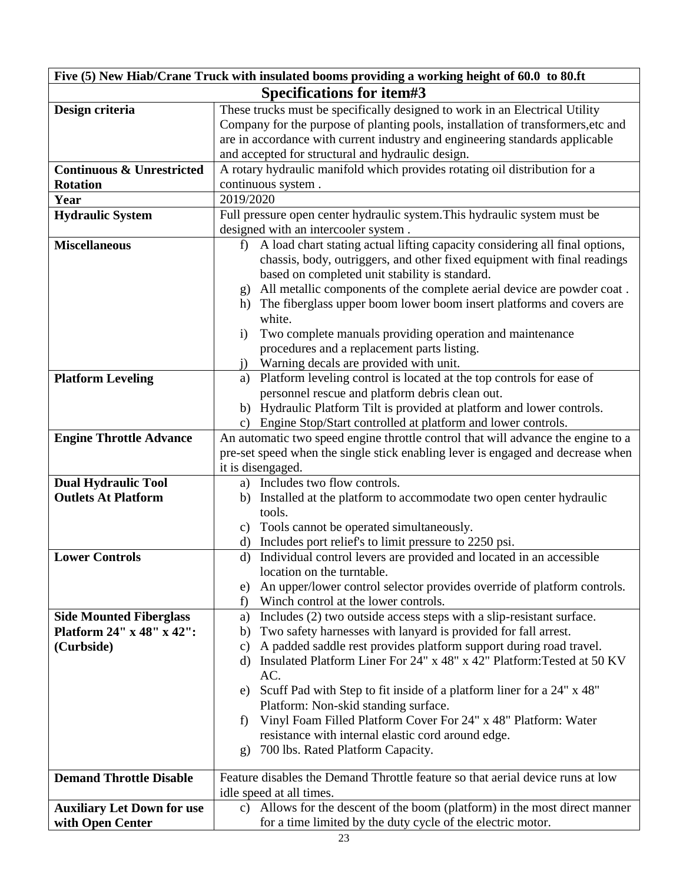| Five (5) New Hiab/Crane Truck with insulated booms providing a working height of 60.0 to 80.ft | |
|---|---|
| **Specifications for item#3** | |
| **Design criteria** | These trucks must be specifically designed to work in an Electrical Utility Company for the purpose of planting pools, installation of transformers,etc and are in accordance with current industry and engineering standards applicable and accepted for structural and hydraulic design. |
| **Continuous & Unrestricted Rotation** | A rotary hydraulic manifold which provides rotating oil distribution for a continuous system . |
| **Year** | 2019/2020 |
| **Hydraulic System** | Full pressure open center hydraulic system.This hydraulic system must be designed with an intercooler system . |
| **Miscellaneous** | f) A load chart stating actual lifting capacity considering all final options, chassis, body, outriggers, and other fixed equipment with final readings based on completed unit stability is standard.<br>g) All metallic components of the complete aerial device are powder coat .<br>h) The fiberglass upper boom lower boom insert platforms and covers are white.<br>i) Two complete manuals providing operation and maintenance procedures and a replacement parts listing.<br>j) Warning decals are provided with unit. |
| **Platform Leveling** | a) Platform leveling control is located at the top controls for ease of personnel rescue and platform debris clean out.<br>b) Hydraulic Platform Tilt is provided at platform and lower controls.<br>c) Engine Stop/Start controlled at platform and lower controls. |
| **Engine Throttle Advance** | An automatic two speed engine throttle control that will advance the engine to a pre-set speed when the single stick enabling lever is engaged and decrease when it is disengaged. |
| **Dual Hydraulic Tool Outlets At Platform** | a) Includes two flow controls.<br>b) Installed at the platform to accommodate two open center hydraulic tools.<br>c) Tools cannot be operated simultaneously.<br>d) Includes port relief's to limit pressure to 2250 psi. |
| **Lower Controls** | d) Individual control levers are provided and located in an accessible location on the turntable.<br>e) An upper/lower control selector provides override of platform controls.<br>f) Winch control at the lower controls. |
| **Side Mounted Fiberglass Platform 24" x 48" x 42": (Curbside)** | a) Includes (2) two outside access steps with a slip-resistant surface.<br>b) Two safety harnesses with lanyard is provided for fall arrest.<br>c) A padded saddle rest provides platform support during road travel.<br>d) Insulated Platform Liner For 24" x 48" x 42" Platform:Tested at 50 KV AC.<br>e) Scuff Pad with Step to fit inside of a platform liner for a 24" x 48" Platform: Non-skid standing surface.<br>f) Vinyl Foam Filled Platform Cover For 24" x 48" Platform: Water resistance with internal elastic cord around edge.<br>g) 700 lbs. Rated Platform Capacity. |
| **Demand Throttle Disable** | Feature disables the Demand Throttle feature so that aerial device runs at low idle speed at all times. |
| **Auxiliary Let Down for use with Open Center** | c) Allows for the descent of the boom (platform) in the most direct manner for a time limited by the duty cycle of the electric motor. |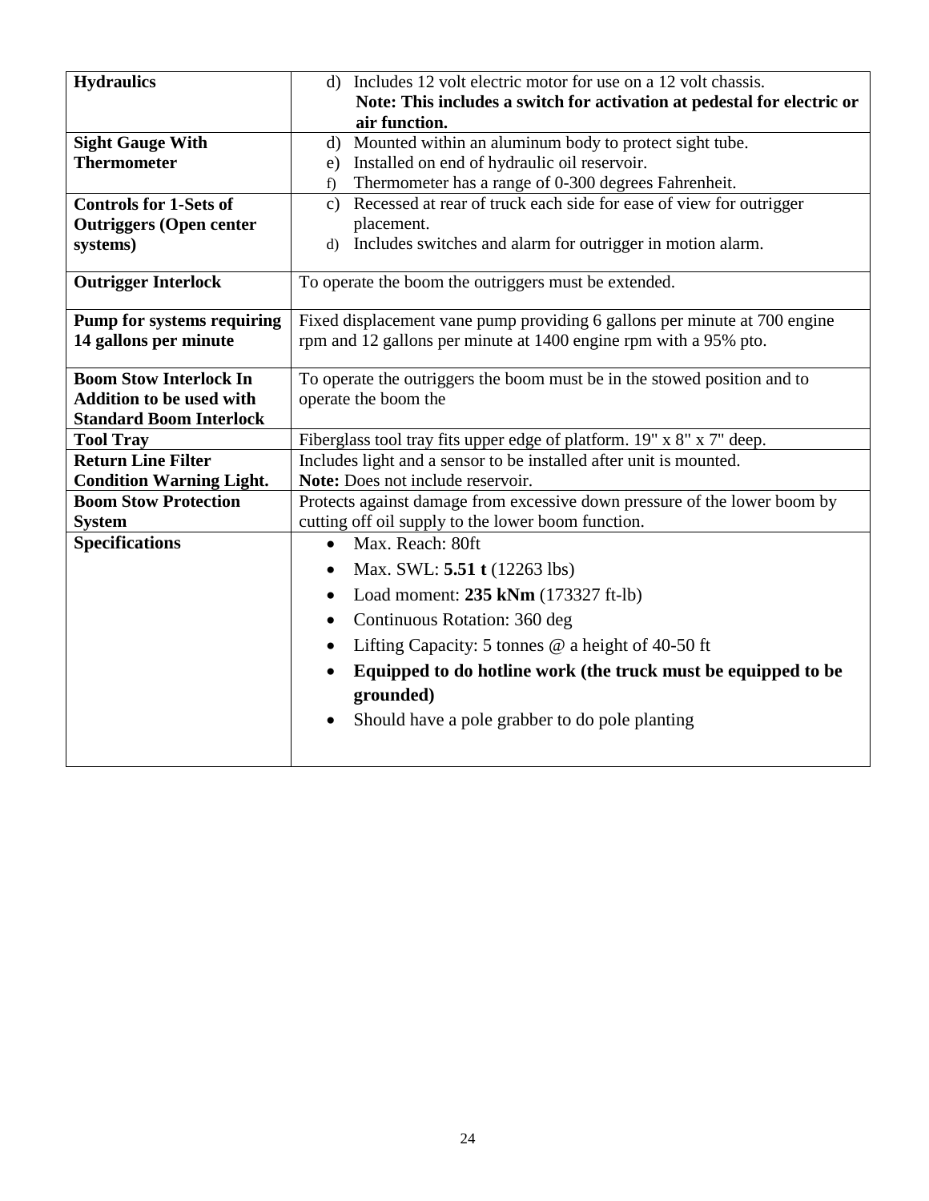| | |
|---|---|
| **Hydraulics** | d) Includes 12 volt electric motor for use on a 12 volt chassis.<br>**Note: This includes a switch for activation at pedestal for electric or air function.** |
| **Sight Gauge With Thermometer** | d) Mounted within an aluminum body to protect sight tube.<br>e) Installed on end of hydraulic oil reservoir.<br>f) Thermometer has a range of 0-300 degrees Fahrenheit. |
| **Controls for 1-Sets of Outriggers (Open center systems)** | c) Recessed at rear of truck each side for ease of view for outrigger placement.<br>d) Includes switches and alarm for outrigger in motion alarm. |
| **Outrigger Interlock** | To operate the boom the outriggers must be extended. |
| **Pump for systems requiring 14 gallons per minute** | Fixed displacement vane pump providing 6 gallons per minute at 700 engine rpm and 12 gallons per minute at 1400 engine rpm with a 95% pto. |
| **Boom Stow Interlock In Addition to be used with Standard Boom Interlock** | To operate the outriggers the boom must be in the stowed position and to operate the boom the |
| **Tool Tray** | Fiberglass tool tray fits upper edge of platform. 19" x 8" x 7" deep. |
| **Return Line Filter Condition Warning Light.** | Includes light and a sensor to be installed after unit is mounted.<br>**Note:** Does not include reservoir. |
| **Boom Stow Protection System** | Protects against damage from excessive down pressure of the lower boom by cutting off oil supply to the lower boom function. |
| **Specifications** | • Max. Reach: 80ft<br>• Max. SWL: **5.51 t** (12263 lbs)<br>• Load moment: **235 kNm** (173327 ft-lb)<br>• Continuous Rotation: 360 deg<br>• Lifting Capacity: 5 tonnes @ a height of 40-50 ft<br>• **Equipped to do hotline work (the truck must be equipped to be grounded)**<br>• Should have a pole grabber to do pole planting |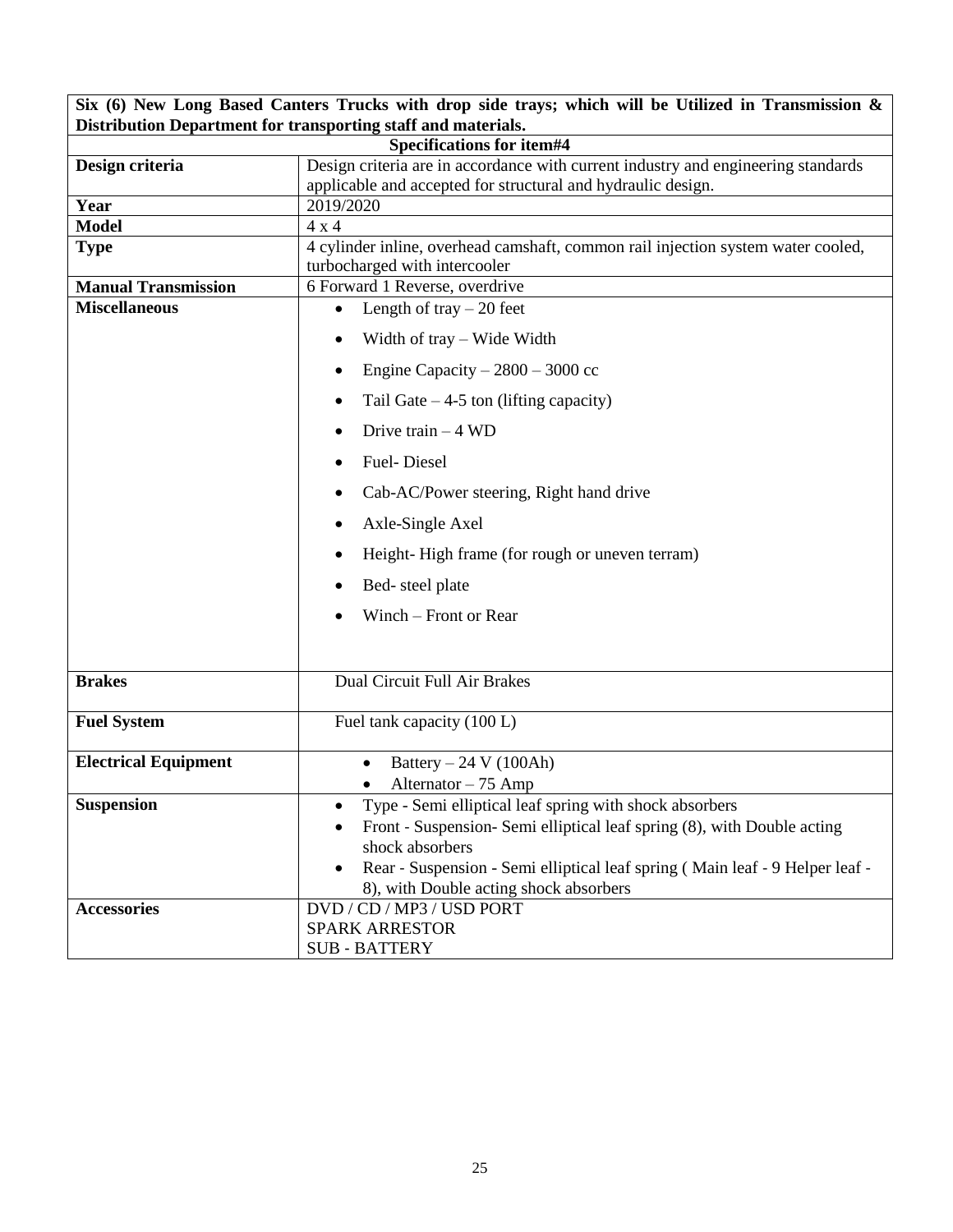| **Six (6) New Long Based Canters Trucks with drop side trays; which will be Utilized in Transmission & Distribution Department for transporting staff and materials.** | |
|---|---|
| **Specifications for item#4** | |
| **Design criteria** | Design criteria are in accordance with current industry and engineering standards applicable and accepted for structural and hydraulic design. |
| **Year** | 2019/2020 |
| **Model** | 4 x 4 |
| **Type** | 4 cylinder inline, overhead camshaft, common rail injection system water cooled, turbocharged with intercooler |
| **Manual Transmission** | 6 Forward 1 Reverse, overdrive |
| **Miscellaneous** | • Length of tray – 20 feet<br>• Width of tray – Wide Width<br>• Engine Capacity – 2800 – 3000 cc<br>• Tail Gate – 4-5 ton (lifting capacity)<br>• Drive train – 4 WD<br>• Fuel- Diesel<br>• Cab-AC/Power steering, Right hand drive<br>• Axle-Single Axel<br>• Height- High frame (for rough or uneven terram)<br>• Bed- steel plate<br>• Winch – Front or Rear |
| **Brakes** | Dual Circuit Full Air Brakes |
| **Fuel System** | Fuel tank capacity (100 L) |
| **Electrical Equipment** | • Battery – 24 V (100Ah)<br>• Alternator – 75 Amp |
| **Suspension** | • Type - Semi elliptical leaf spring with shock absorbers<br>• Front - Suspension- Semi elliptical leaf spring (8), with Double acting shock absorbers<br>• Rear - Suspension - Semi elliptical leaf spring ( Main leaf - 9 Helper leaf - 8), with Double acting shock absorbers |
| **Accessories** | DVD / CD / MP3 / USD PORT<br>SPARK ARRESTOR<br>SUB - BATTERY |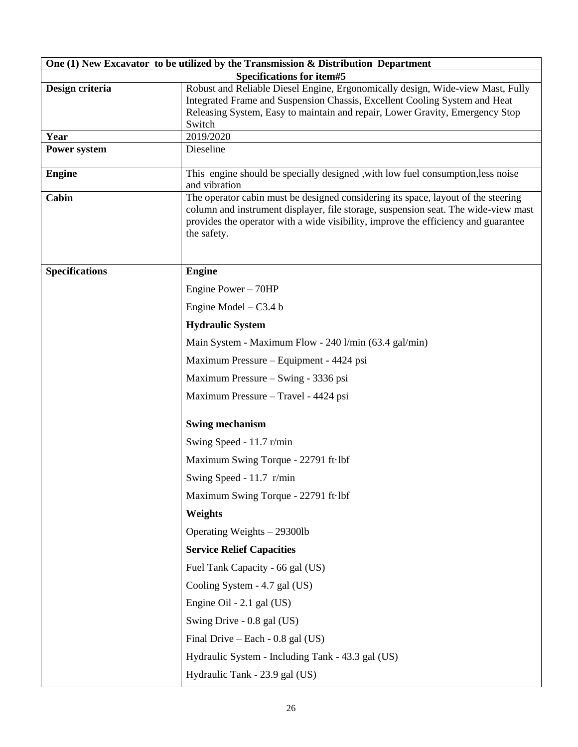| One (1) New Excavator to be utilized by the Transmission & Distribution Department | |
|---|---|
| **Specifications for item#5** | |
| **Design criteria** | Robust and Reliable Diesel Engine, Ergonomically design, Wide-view Mast, Fully Integrated Frame and Suspension Chassis, Excellent Cooling System and Heat Releasing System, Easy to maintain and repair, Lower Gravity, Emergency Stop Switch |
| **Year** | 2019/2020 |
| **Power system** | Dieseline |
| **Engine** | This engine should be specially designed ,with low fuel consumption,less noise and vibration |
| **Cabin** | The operator cabin must be designed considering its space, layout of the steering column and instrument displayer, file storage, suspension seat. The wide-view mast provides the operator with a wide visibility, improve the efficiency and guarantee the safety. |
| **Specifications** | **Engine**<br>Engine Power – 70HP<br>Engine Model – C3.4 b<br>**Hydraulic System**<br>Main System - Maximum Flow - 240 l/min (63.4 gal/min)<br>Maximum Pressure – Equipment - 4424 psi<br>Maximum Pressure – Swing - 3336 psi<br>Maximum Pressure – Travel - 4424 psi<br>**Swing mechanism**<br>Swing Speed - 11.7 r/min<br>Maximum Swing Torque - 22791 ft·lbf<br>Swing Speed - 11.7 r/min<br>Maximum Swing Torque - 22791 ft·lbf<br>**Weights**<br>Operating Weights – 29300lb<br>**Service Relief Capacities**<br>Fuel Tank Capacity - 66 gal (US)<br>Cooling System - 4.7 gal (US)<br>Engine Oil - 2.1 gal (US)<br>Swing Drive - 0.8 gal (US)<br>Final Drive – Each - 0.8 gal (US)<br>Hydraulic System - Including Tank - 43.3 gal (US)<br>Hydraulic Tank - 23.9 gal (US) |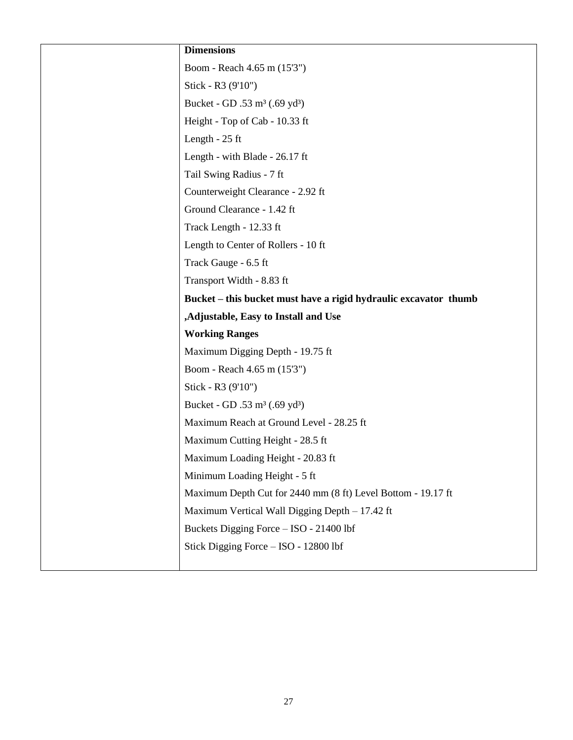| | **Dimensions**<br>Boom - Reach 4.65 m (15'3")<br>Stick - R3 (9'10")<br>Bucket - GD .53 m³ (.69 yd³)<br>Height - Top of Cab - 10.33 ft<br>Length - 25 ft<br>Length - with Blade - 26.17 ft<br>Tail Swing Radius - 7 ft<br>Counterweight Clearance - 2.92 ft<br>Ground Clearance - 1.42 ft<br>Track Length - 12.33 ft<br>Length to Center of Rollers - 10 ft<br>Track Gauge - 6.5 ft<br>Transport Width - 8.83 ft<br>**Bucket – this bucket must have a rigid hydraulic excavator thumb ,Adjustable, Easy to Install and Use**<br>**Working Ranges**<br>Maximum Digging Depth - 19.75 ft<br>Boom - Reach 4.65 m (15'3")<br>Stick - R3 (9'10")<br>Bucket - GD .53 m³ (.69 yd³)<br>Maximum Reach at Ground Level - 28.25 ft<br>Maximum Cutting Height - 28.5 ft<br>Maximum Loading Height - 20.83 ft<br>Minimum Loading Height - 5 ft<br>Maximum Depth Cut for 2440 mm (8 ft) Level Bottom - 19.17 ft<br>Maximum Vertical Wall Digging Depth – 17.42 ft<br>Buckets Digging Force – ISO - 21400 lbf<br>Stick Digging Force – ISO - 12800 lbf |
|---|---|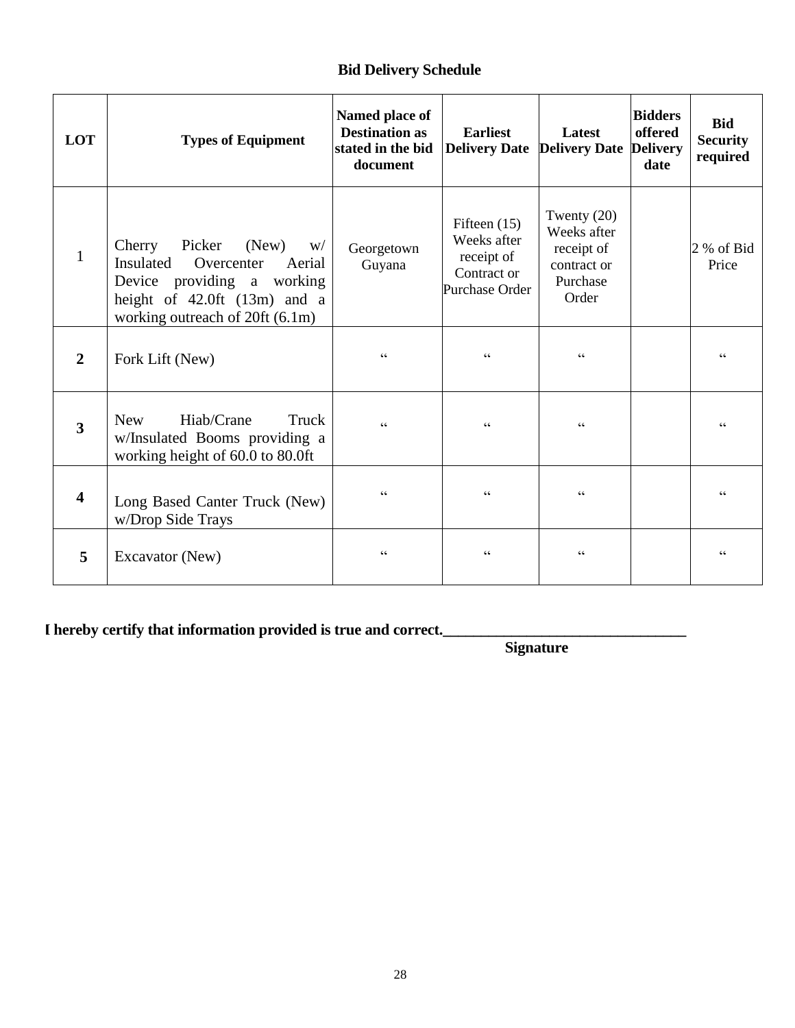## Bid Delivery Schedule

| LOT | Types of Equipment | Named place of Destination as stated in the bid document | Earliest Delivery Date | Latest Delivery Date | Bidders offered Delivery date | Bid Security required |
|---|---|---|---|---|---|---|
| 1 | Cherry Picker (New) w/ Insulated Overcenter Aerial Device providing a working height of 42.0ft (13m) and a working outreach of 20ft (6.1m) | Georgetown Guyana | Fifteen (15) Weeks after receipt of Contract or Purchase Order | Twenty (20) Weeks after receipt of contract or Purchase Order | | 2 % of Bid Price |
| **2** | Fork Lift (New) | " | " | " | | " |
| **3** | New Hiab/Crane Truck w/Insulated Booms providing a working height of 60.0 to 80.0ft | " | " | " | | " |
| **4** | Long Based Canter Truck (New) w/Drop Side Trays | " | " | " | | " |
| **5** | Excavator (New) | " | " | " | | " |

**I hereby certify that information provided is true and correct.\_\_\_\_\_\_\_\_\_\_\_\_\_\_\_\_\_\_\_\_\_\_\_\_\_\_\_\_\_\_**

**Signature**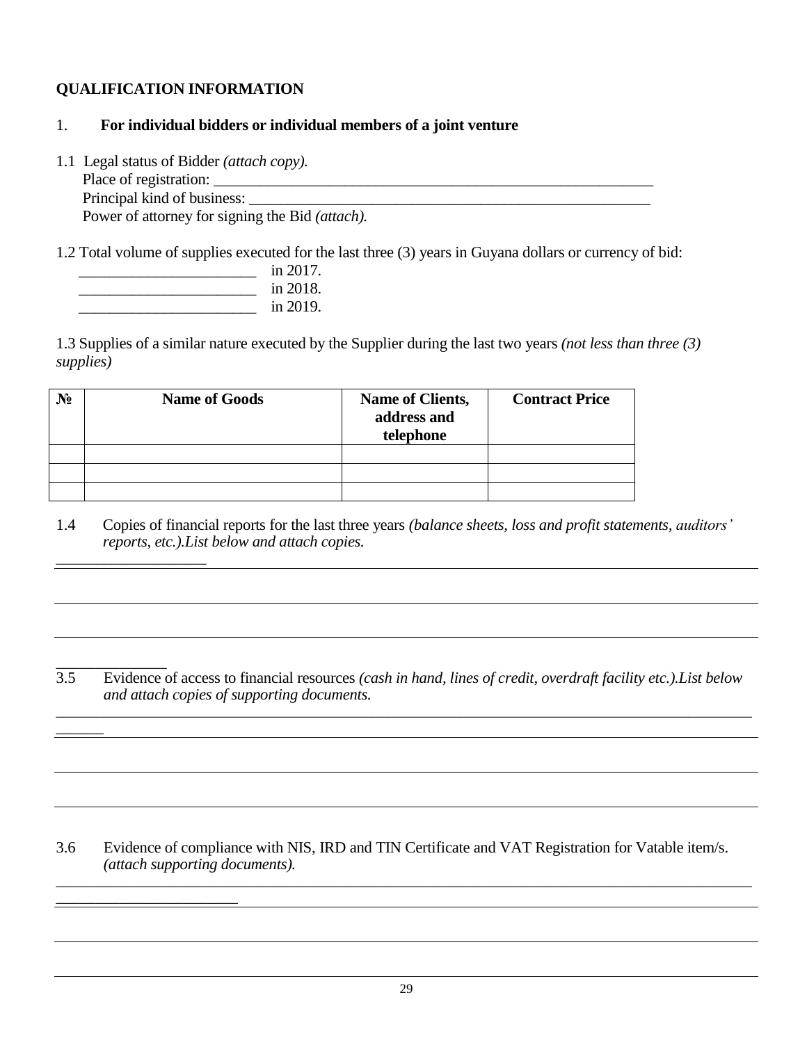**QUALIFICATION INFORMATION**

1. **For individual bidders or individual members of a joint venture**

1.1 Legal status of Bidder *(attach copy).*
Place of registration: ___________________________________________________________
Principal kind of business: _______________________________________________________
Power of attorney for signing the Bid *(attach).*

1.2 Total volume of supplies executed for the last three (3) years in Guyana dollars or currency of bid:
_______________________ in 2017.
_______________________ in 2018.
_______________________ in 2019.

1.3 Supplies of a similar nature executed by the Supplier during the last two years *(not less than three (3) supplies)*

| № | Name of Goods | Name of Clients, address and telephone | Contract Price |
|---|---|---|---|
| | | | |
| | | | |
| | | | |

1.4 Copies of financial reports for the last three years *(balance sheets, loss and profit statements, auditors' reports, etc.).List below and attach copies.*

____________________________________________________________________________________

____________________________________________________________________________________

____________________________________________________________________________________

3.5 Evidence of access to financial resources *(cash in hand, lines of credit, overdraft facility etc.).List below and attach copies of supporting documents.*

____________________________________________________________________________________

____________________________________________________________________________________

____________________________________________________________________________________

____________________________________________________________________________________

3.6 Evidence of compliance with NIS, IRD and TIN Certificate and VAT Registration for Vatable item/s. *(attach supporting documents).*

____________________________________________________________________________________

____________________________________________________________________________________

____________________________________________________________________________________

____________________________________________________________________________________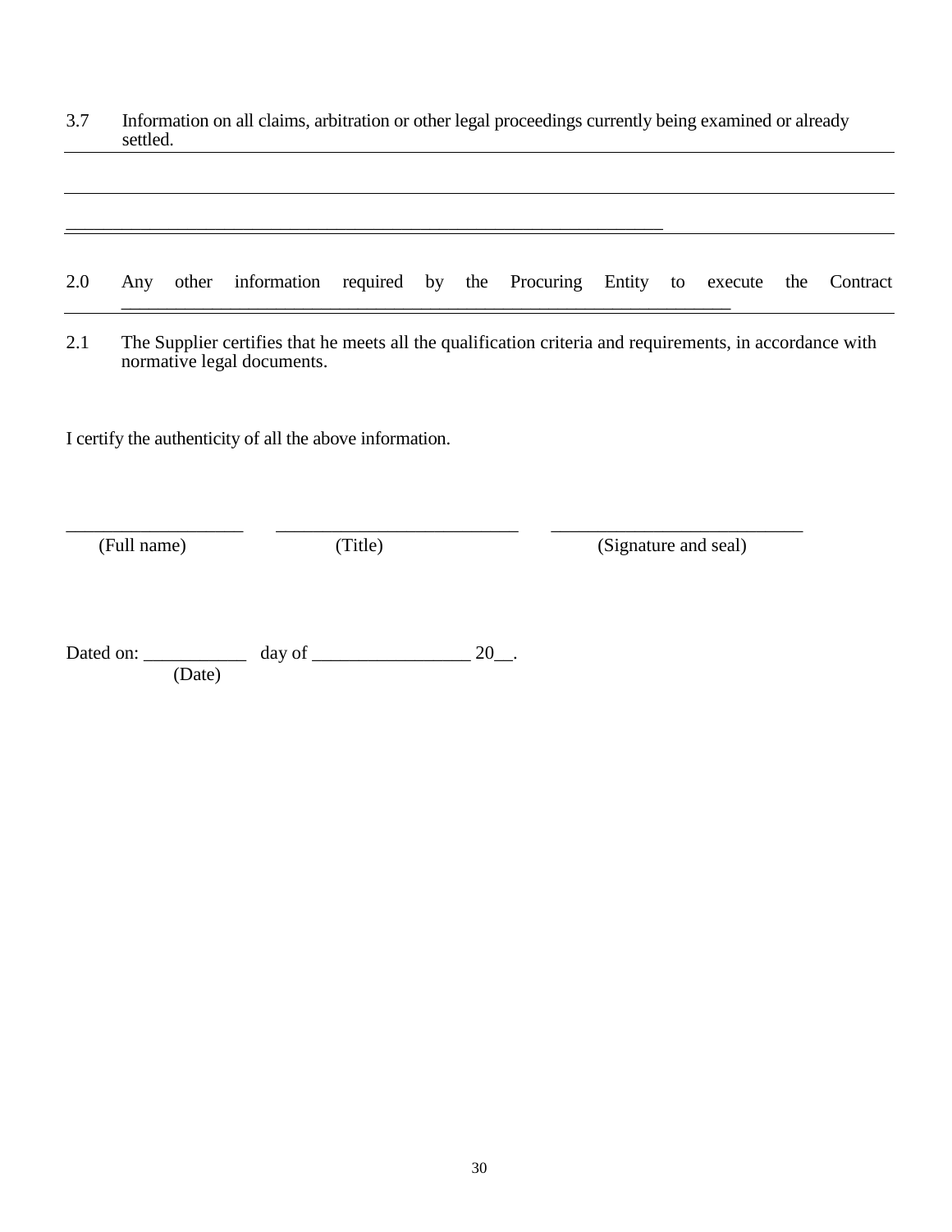3.7 Information on all claims, arbitration or other legal proceedings currently being examined or already settled.

___________________________________________________________________________

___________________________________________________________________________

___________________________________________________________________________

2.0 Any other information required by the Procuring Entity to execute the Contract ___________________________________________________________________

2.1 The Supplier certifies that he meets all the qualification criteria and requirements, in accordance with normative legal documents.

I certify the authenticity of all the above information.

___________________ ___________________________ ___________________________
(Full name) (Title) (Signature and seal)

Dated on: ___________ day of _________________ 20__.
(Date)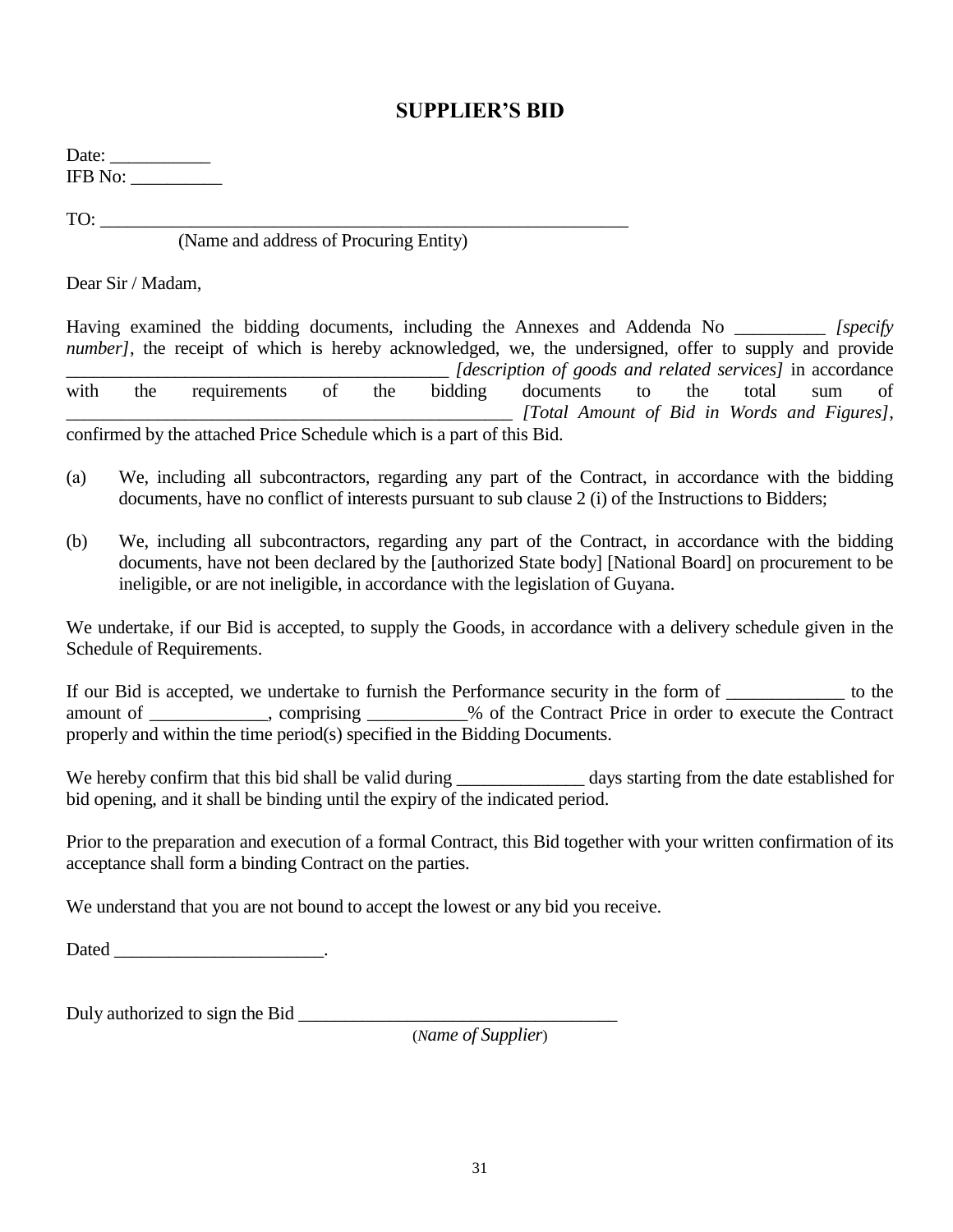# SUPPLIER'S BID

Date: ___________
IFB No: __________

TO: ____________________________________________________________
(Name and address of Procuring Entity)

Dear Sir / Madam,

Having examined the bidding documents, including the Annexes and Addenda No __________ *[specify number]*, the receipt of which is hereby acknowledged, we, the undersigned, offer to supply and provide ________________________________________ *[description of goods and related services]* in accordance with the requirements of the bidding documents to the total sum of ________________________________________________ *[Total Amount of Bid in Words and Figures]*, confirmed by the attached Price Schedule which is a part of this Bid.

(a) We, including all subcontractors, regarding any part of the Contract, in accordance with the bidding documents, have no conflict of interests pursuant to sub clause 2 (i) of the Instructions to Bidders;

(b) We, including all subcontractors, regarding any part of the Contract, in accordance with the bidding documents, have not been declared by the [authorized State body] [National Board] on procurement to be ineligible, or are not ineligible, in accordance with the legislation of Guyana.

We undertake, if our Bid is accepted, to supply the Goods, in accordance with a delivery schedule given in the Schedule of Requirements.

If our Bid is accepted, we undertake to furnish the Performance security in the form of ____________ to the amount of ____________, comprising __________% of the Contract Price in order to execute the Contract properly and within the time period(s) specified in the Bidding Documents.

We hereby confirm that this bid shall be valid during ______________ days starting from the date established for bid opening, and it shall be binding until the expiry of the indicated period.

Prior to the preparation and execution of a formal Contract, this Bid together with your written confirmation of its acceptance shall form a binding Contract on the parties.

We understand that you are not bound to accept the lowest or any bid you receive.

Dated _______________________.

Duly authorized to sign the Bid ___________________________________
(*Name of Supplier*)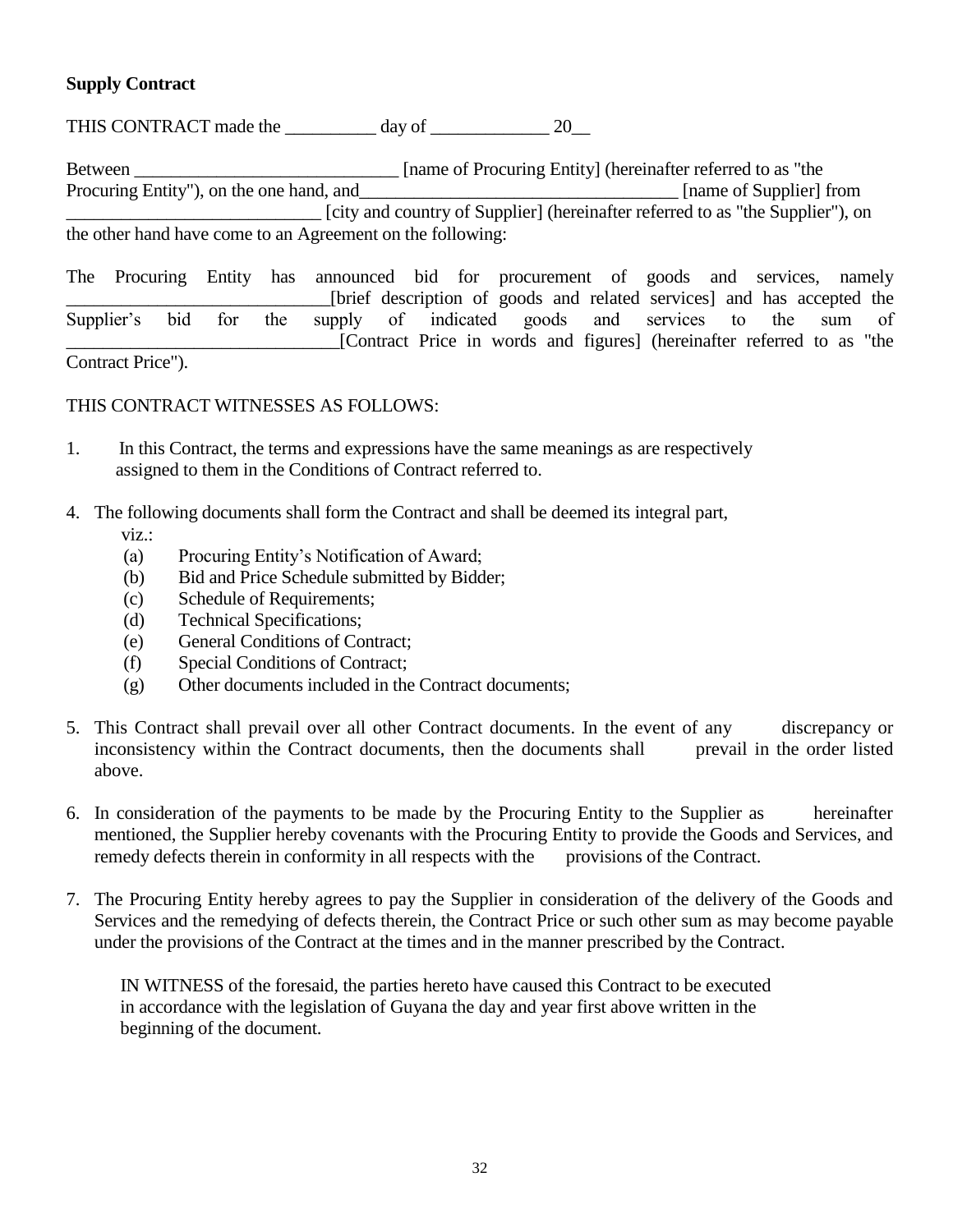**Supply Contract**

THIS CONTRACT made the __________ day of _____________ 20__

Between _____________________________ [name of Procuring Entity] (hereinafter referred to as "the Procuring Entity"), on the one hand, and___________________________________ [name of Supplier] from ___________________________ [city and country of Supplier] (hereinafter referred to as "the Supplier"), on the other hand have come to an Agreement on the following:

The Procuring Entity has announced bid for procurement of goods and services, namely _____________________________[brief description of goods and related services] and has accepted the Supplier's bid for the supply of indicated goods and services to the sum of _____________________________[Contract Price in words and figures] (hereinafter referred to as "the Contract Price").

THIS CONTRACT WITNESSES AS FOLLOWS:

1. In this Contract, the terms and expressions have the same meanings as are respectively assigned to them in the Conditions of Contract referred to.

4. The following documents shall form the Contract and shall be deemed its integral part, viz.:
   (a) Procuring Entity's Notification of Award;
   (b) Bid and Price Schedule submitted by Bidder;
   (c) Schedule of Requirements;
   (d) Technical Specifications;
   (e) General Conditions of Contract;
   (f) Special Conditions of Contract;
   (g) Other documents included in the Contract documents;

5. This Contract shall prevail over all other Contract documents. In the event of any discrepancy or inconsistency within the Contract documents, then the documents shall prevail in the order listed above.

6. In consideration of the payments to be made by the Procuring Entity to the Supplier as hereinafter mentioned, the Supplier hereby covenants with the Procuring Entity to provide the Goods and Services, and remedy defects therein in conformity in all respects with the provisions of the Contract.

7. The Procuring Entity hereby agrees to pay the Supplier in consideration of the delivery of the Goods and Services and the remedying of defects therein, the Contract Price or such other sum as may become payable under the provisions of the Contract at the times and in the manner prescribed by the Contract.

IN WITNESS of the foresaid, the parties hereto have caused this Contract to be executed in accordance with the legislation of Guyana the day and year first above written in the beginning of the document.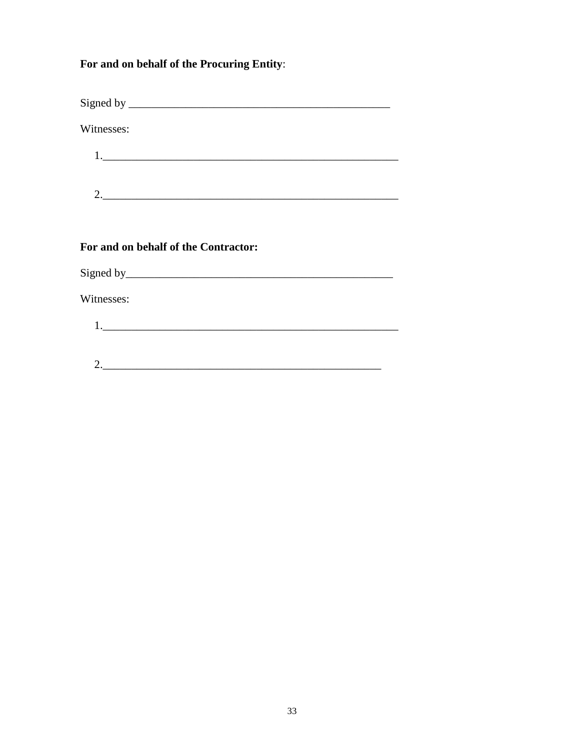**For and on behalf of the Procuring Entity**:

Signed by _______________________________________________

Witnesses:

1. ______________________________________________________

2. ______________________________________________________

**For and on behalf of the Contractor:**

Signed by________________________________________________

Witnesses:

1. ______________________________________________________

2. __________________________________________________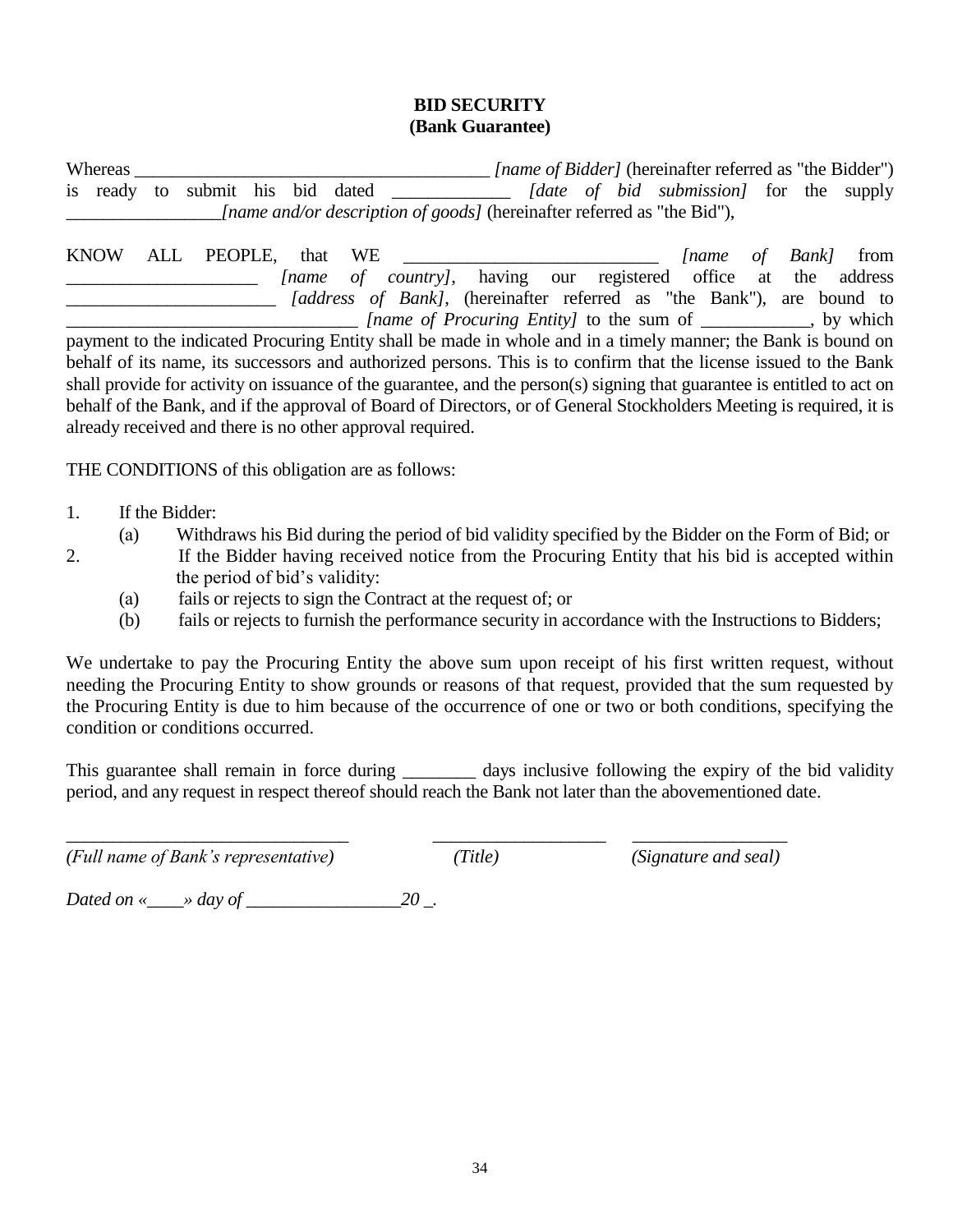**BID SECURITY**
**(Bank Guarantee)**

Whereas _______________________________________ *[name of Bidder]* (hereinafter referred as "the Bidder") is ready to submit his bid dated ____________ *[date of bid submission]* for the supply _________________*[name and/or description of goods]* (hereinafter referred as "the Bid"),

KNOW ALL PEOPLE, that WE ___________________________ *[name of Bank]* from ____________________ *[name of country]*, having our registered office at the address ______________________ *[address of Bank]*, (hereinafter referred as "the Bank"), are bound to ______________________________ *[name of Procuring Entity]* to the sum of ____________, by which payment to the indicated Procuring Entity shall be made in whole and in a timely manner; the Bank is bound on behalf of its name, its successors and authorized persons. This is to confirm that the license issued to the Bank shall provide for activity on issuance of the guarantee, and the person(s) signing that guarantee is entitled to act on behalf of the Bank, and if the approval of Board of Directors, or of General Stockholders Meeting is required, it is already received and there is no other approval required.

THE CONDITIONS of this obligation are as follows:

1. If the Bidder:
   (a) Withdraws his Bid during the period of bid validity specified by the Bidder on the Form of Bid; or
2. If the Bidder having received notice from the Procuring Entity that his bid is accepted within the period of bid's validity:
   (a) fails or rejects to sign the Contract at the request of; or
   (b) fails or rejects to furnish the performance security in accordance with the Instructions to Bidders;

We undertake to pay the Procuring Entity the above sum upon receipt of his first written request, without needing the Procuring Entity to show grounds or reasons of that request, provided that the sum requested by the Procuring Entity is due to him because of the occurrence of one or two or both conditions, specifying the condition or conditions occurred.

This guarantee shall remain in force during ________ days inclusive following the expiry of the bid validity period, and any request in respect thereof should reach the Bank not later than the abovementioned date.

| ______________________________ | ___________________ | ________________ |
|---|---|---|
| *(Full name of Bank's representative)* | *(Title)* | *(Signature and seal)* |

*Dated on «____» day of _________________20 _.*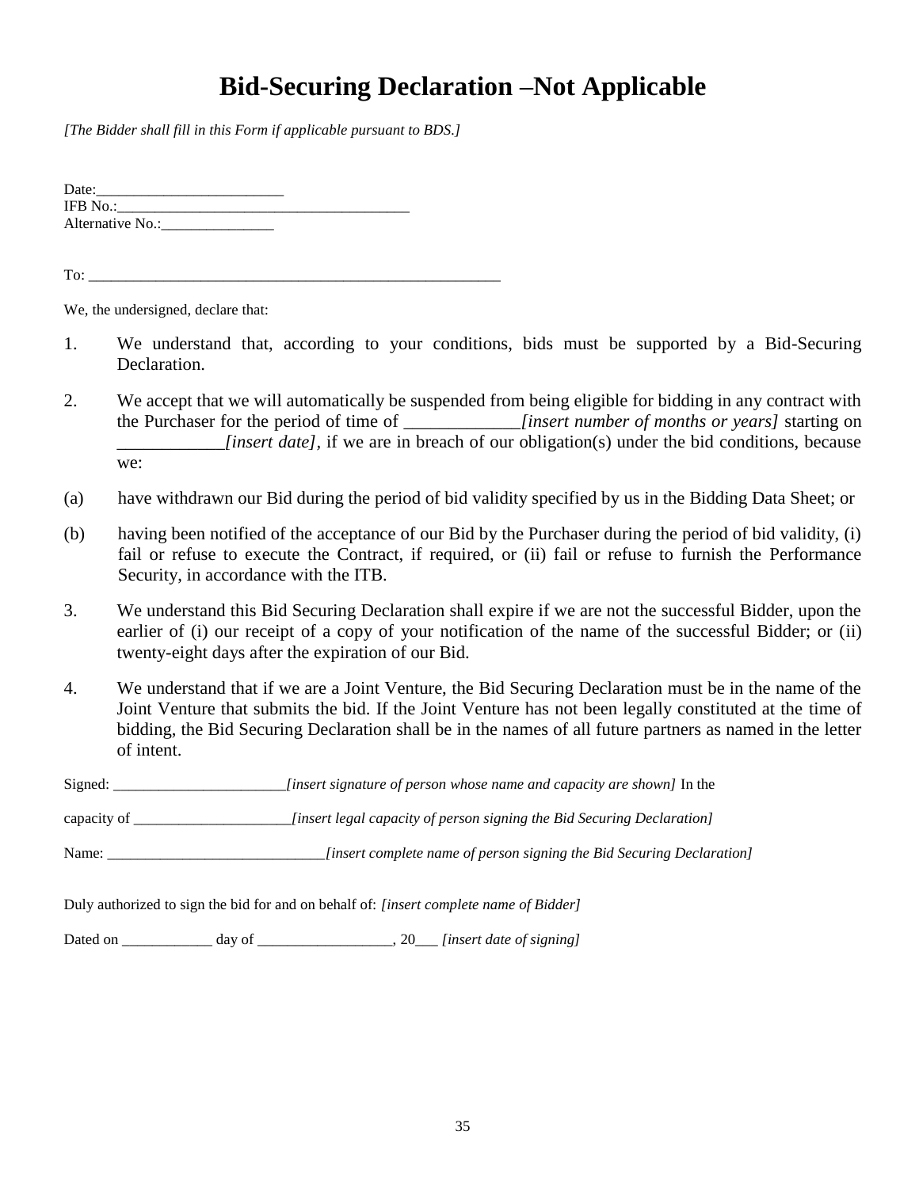# Bid-Securing Declaration –Not Applicable

*[The Bidder shall fill in this Form if applicable pursuant to BDS.]*

Date:_________________________
IFB No.:_______________________________________
Alternative No.:_______________

To: ________________________________________________________

We, the undersigned, declare that:

1. We understand that, according to your conditions, bids must be supported by a Bid-Securing Declaration.

2. We accept that we will automatically be suspended from being eligible for bidding in any contract with the Purchaser for the period of time of _____________*[insert number of months or years]* starting on ____________*[insert date]*, if we are in breach of our obligation(s) under the bid conditions, because we:

(a) have withdrawn our Bid during the period of bid validity specified by us in the Bidding Data Sheet; or

(b) having been notified of the acceptance of our Bid by the Purchaser during the period of bid validity, (i) fail or refuse to execute the Contract, if required, or (ii) fail or refuse to furnish the Performance Security, in accordance with the ITB.

3. We understand this Bid Securing Declaration shall expire if we are not the successful Bidder, upon the earlier of (i) our receipt of a copy of your notification of the name of the successful Bidder; or (ii) twenty-eight days after the expiration of our Bid.

4. We understand that if we are a Joint Venture, the Bid Securing Declaration must be in the name of the Joint Venture that submits the bid. If the Joint Venture has not been legally constituted at the time of bidding, the Bid Securing Declaration shall be in the names of all future partners as named in the letter of intent.

Signed: _______________________*[insert signature of person whose name and capacity are shown]* In the

capacity of _____________________*[insert legal capacity of person signing the Bid Securing Declaration]*

Name: _____________________________*[insert complete name of person signing the Bid Securing Declaration]*

Duly authorized to sign the bid for and on behalf of: *[insert complete name of Bidder]*

Dated on ____________ day of __________________, 20___ *[insert date of signing]*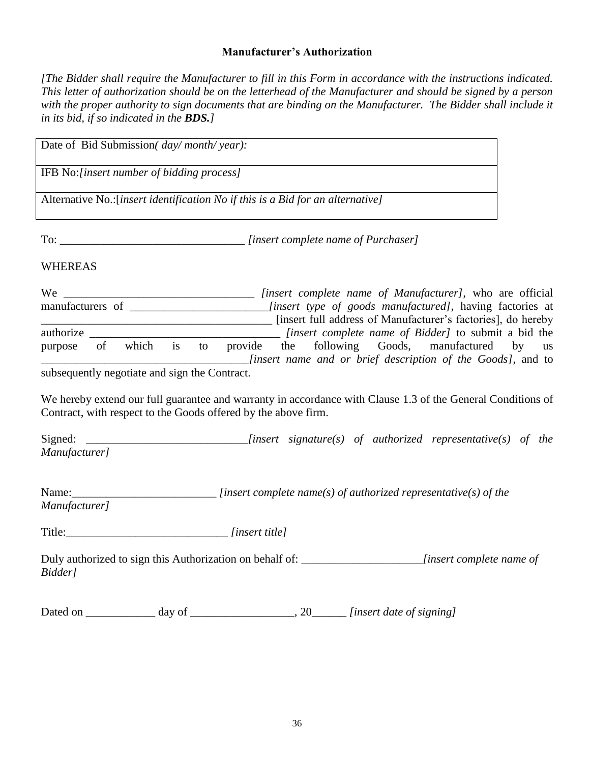**Manufacturer's Authorization**

*[The Bidder shall require the Manufacturer to fill in this Form in accordance with the instructions indicated. This letter of authorization should be on the letterhead of the Manufacturer and should be signed by a person with the proper authority to sign documents that are binding on the Manufacturer. The Bidder shall include it in its bid, if so indicated in the **BDS.**]*

| Date of Bid Submission*( day/ month/ year):* |
|---|
| IFB No:*[insert number of bidding process]* |
| Alternative No.:[*insert identification No if this is a Bid for an alternative]* |

To: ________________________________ *[insert complete name of Purchaser]*

WHEREAS

We _________________________________ *[insert complete name of Manufacturer]*, who are official manufacturers of ________________________*[insert type of goods manufactured]*, having factories at ________________________________________ [insert full address of Manufacturer's factories], do hereby authorize _________________________________ *[insert complete name of Bidder]* to submit a bid the purpose of which is to provide the following Goods, manufactured by us ___________________________________*[insert name and or brief description of the Goods]*, and to subsequently negotiate and sign the Contract.

We hereby extend our full guarantee and warranty in accordance with Clause 1.3 of the General Conditions of Contract, with respect to the Goods offered by the above firm.

Signed: ____________________________*[insert signature(s) of authorized representative(s) of the Manufacturer]*

Name:_________________________ *[insert complete name(s) of authorized representative(s) of the Manufacturer]*

Title:____________________________ *[insert title]*

Duly authorized to sign this Authorization on behalf of: _____________________*[insert complete name of Bidder]*

Dated on ____________ day of __________________, 20______ *[insert date of signing]*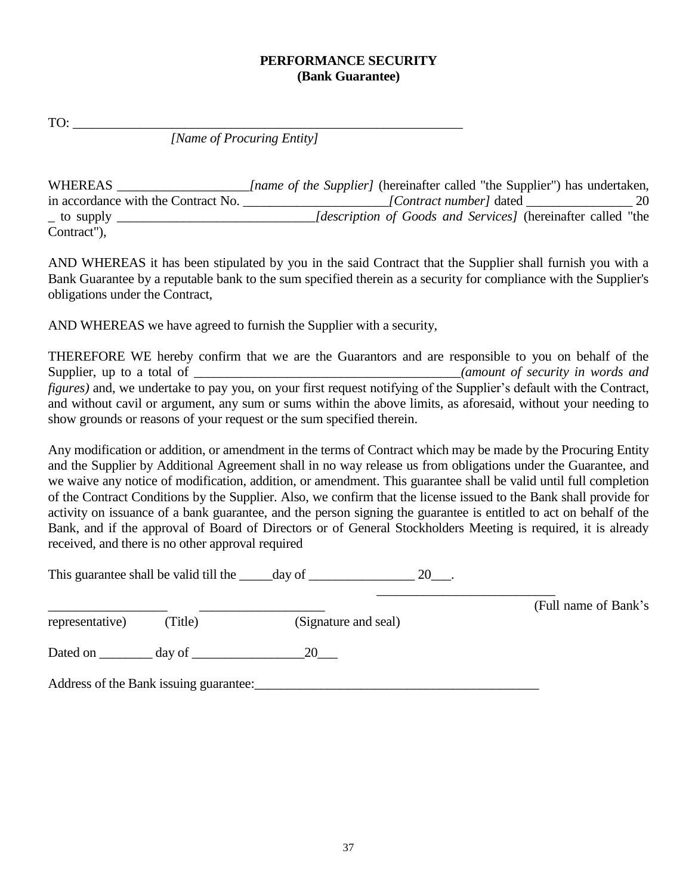**PERFORMANCE SECURITY**
**(Bank Guarantee)**

TO: ___________________________________________________________
*[Name of Procuring Entity]*

WHEREAS ____________________*[name of the Supplier]* (hereinafter called "the Supplier") has undertaken, in accordance with the Contract No. ______________________*[Contract number]* dated ________________ 20 _ to supply ______________________________*[description of Goods and Services]* (hereinafter called "the Contract"),

AND WHEREAS it has been stipulated by you in the said Contract that the Supplier shall furnish you with a Bank Guarantee by a reputable bank to the sum specified therein as a security for compliance with the Supplier's obligations under the Contract,

AND WHEREAS we have agreed to furnish the Supplier with a security,

THEREFORE WE hereby confirm that we are the Guarantors and are responsible to you on behalf of the Supplier, up to a total of ________________________________________*(amount of security in words and figures)* and, we undertake to pay you, on your first request notifying of the Supplier's default with the Contract, and without cavil or argument, any sum or sums within the above limits, as aforesaid, without your needing to show grounds or reasons of your request or the sum specified therein.

Any modification or addition, or amendment in the terms of Contract which may be made by the Procuring Entity and the Supplier by Additional Agreement shall in no way release us from obligations under the Guarantee, and we waive any notice of modification, addition, or amendment. This guarantee shall be valid until full completion of the Contract Conditions by the Supplier. Also, we confirm that the license issued to the Bank shall provide for activity on issuance of a bank guarantee, and the person signing the guarantee is entitled to act on behalf of the Bank, and if the approval of Board of Directors or of General Stockholders Meeting is required, it is already received, and there is no other approval required

This guarantee shall be valid till the _____day of ________________ 20___.

__________________ (Full name of Bank's representative) __________________ (Title) __________________ (Signature and seal)

Dated on ________ day of _________________20___

Address of the Bank issuing guarantee:___________________________________________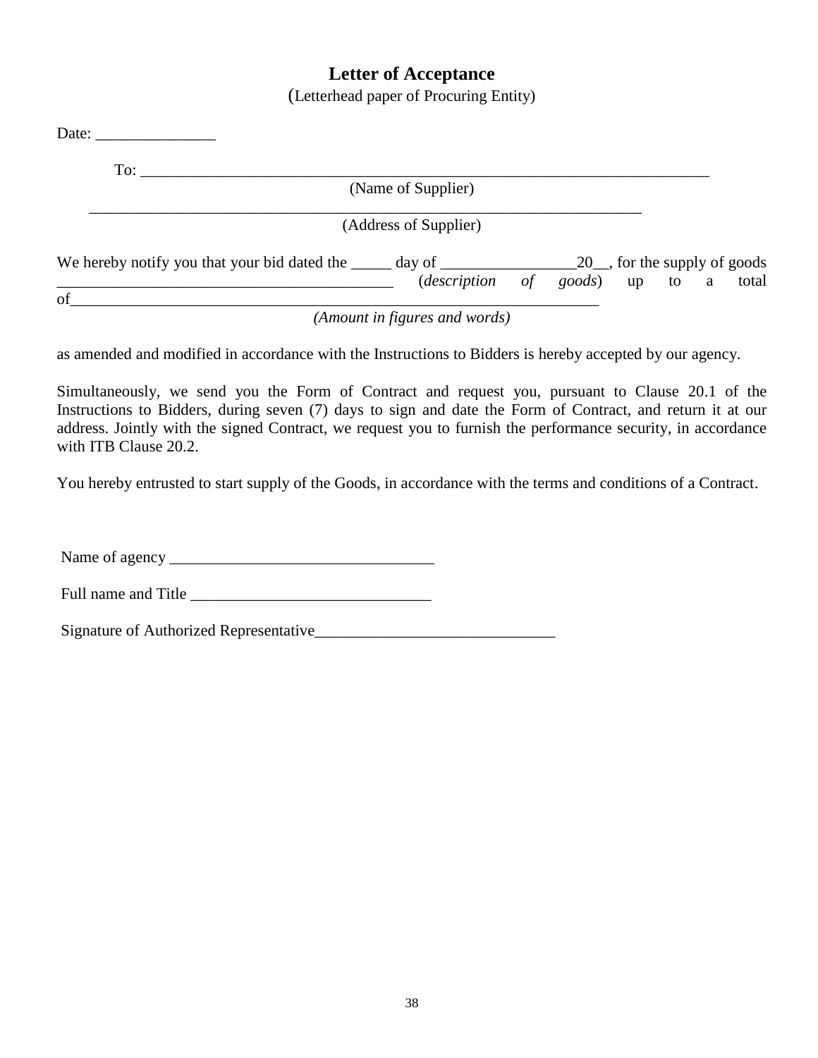# Letter of Acceptance

(Letterhead paper of Procuring Entity)

Date: _______________

To: ___________________________________________________________________________

(Name of Supplier)

___________________________________________________________________________

(Address of Supplier)

We hereby notify you that your bid dated the _____ day of _________________20__, for the supply of goods ___________________________________________ (*description of goods*) up to a total of_____________________________________________________________________

*(Amount in figures and words)*

as amended and modified in accordance with the Instructions to Bidders is hereby accepted by our agency.

Simultaneously, we send you the Form of Contract and request you, pursuant to Clause 20.1 of the Instructions to Bidders, during seven (7) days to sign and date the Form of Contract, and return it at our address. Jointly with the signed Contract, we request you to furnish the performance security, in accordance with ITB Clause 20.2.

You hereby entrusted to start supply of the Goods, in accordance with the terms and conditions of a Contract.

Name of agency _________________________________

Full name and Title ______________________________

Signature of Authorized Representative______________________________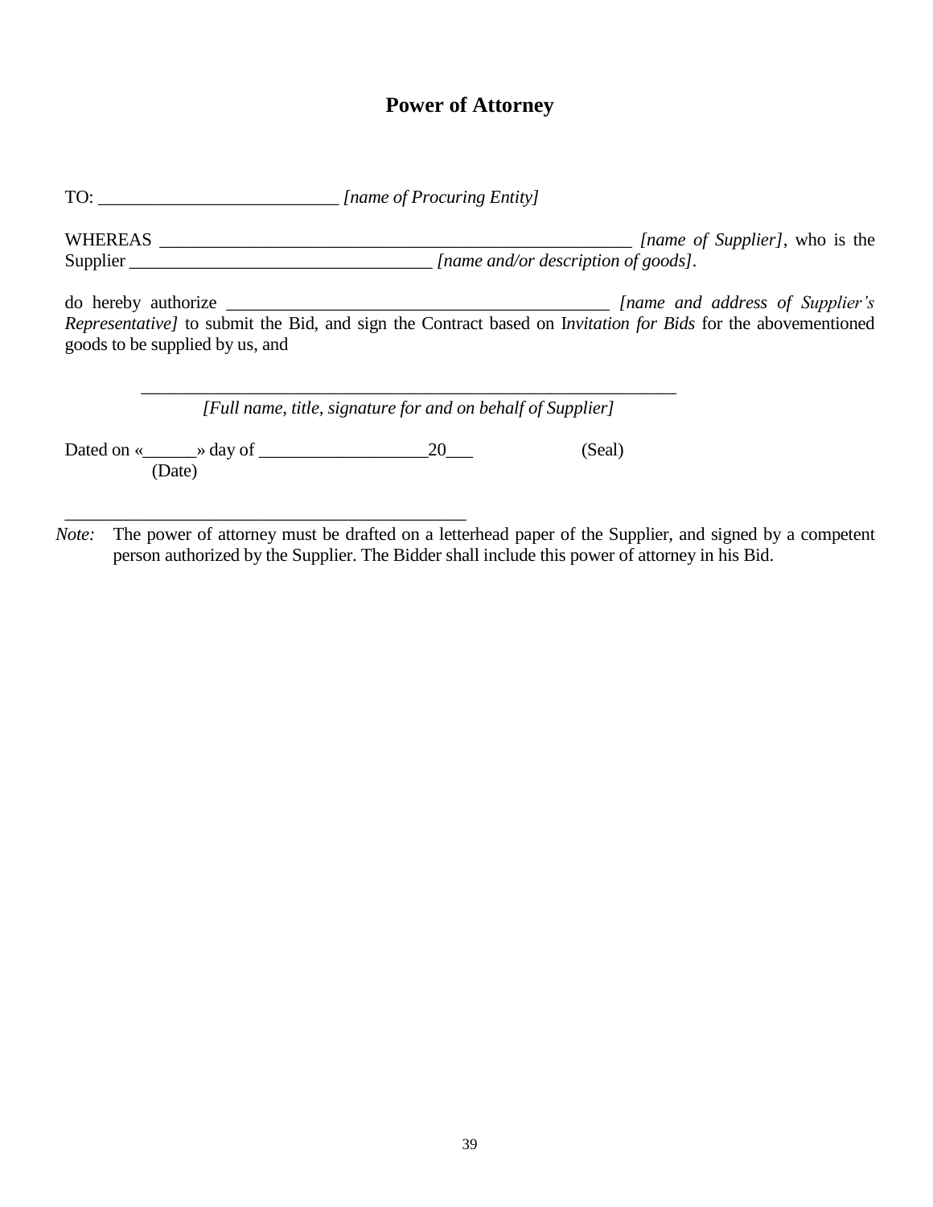# Power of Attorney

TO: ___________________________ *[name of Procuring Entity]*

WHEREAS _______________________________________________________ *[name of Supplier]*, who is the Supplier __________________________________ *[name and/or description of goods]*.

do hereby authorize ____________________________________________ *[name and address of Supplier's Representative]* to submit the Bid, and sign the Contract based on I*nvitation for Bids* for the abovementioned goods to be supplied by us, and

_____________________________________________________________
*[Full name, title, signature for and on behalf of Supplier]*

Dated on «______» day of ___________________20___ (Seal)
(Date)

_______________________________________________

*Note:* The power of attorney must be drafted on a letterhead paper of the Supplier, and signed by a competent person authorized by the Supplier. The Bidder shall include this power of attorney in his Bid.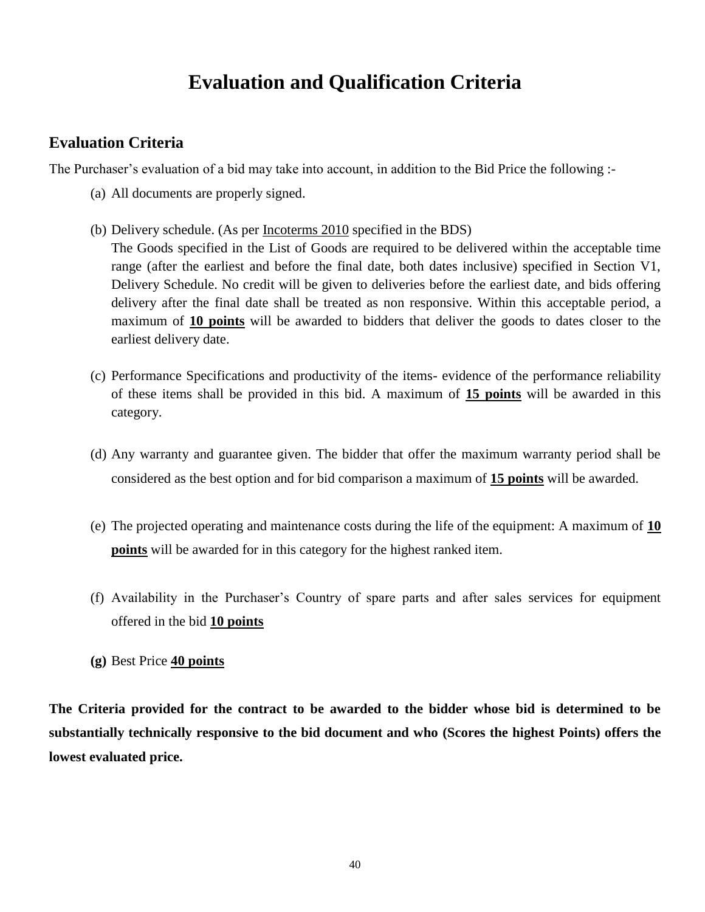# Evaluation and Qualification Criteria

## Evaluation Criteria

The Purchaser's evaluation of a bid may take into account, in addition to the Bid Price the following :-

(a) All documents are properly signed.

(b) Delivery schedule. (As per Incoterms 2010 specified in the BDS)
The Goods specified in the List of Goods are required to be delivered within the acceptable time range (after the earliest and before the final date, both dates inclusive) specified in Section V1, Delivery Schedule. No credit will be given to deliveries before the earliest date, and bids offering delivery after the final date shall be treated as non responsive. Within this acceptable period, a maximum of **10 points** will be awarded to bidders that deliver the goods to dates closer to the earliest delivery date.

(c) Performance Specifications and productivity of the items- evidence of the performance reliability of these items shall be provided in this bid. A maximum of **15 points** will be awarded in this category.

(d) Any warranty and guarantee given. The bidder that offer the maximum warranty period shall be considered as the best option and for bid comparison a maximum of **15 points** will be awarded.

(e) The projected operating and maintenance costs during the life of the equipment: A maximum of **10 points** will be awarded for in this category for the highest ranked item.

(f) Availability in the Purchaser's Country of spare parts and after sales services for equipment offered in the bid **10 points**

**(g)** Best Price **40 points**

**The Criteria provided for the contract to be awarded to the bidder whose bid is determined to be substantially technically responsive to the bid document and who (Scores the highest Points) offers the lowest evaluated price.**